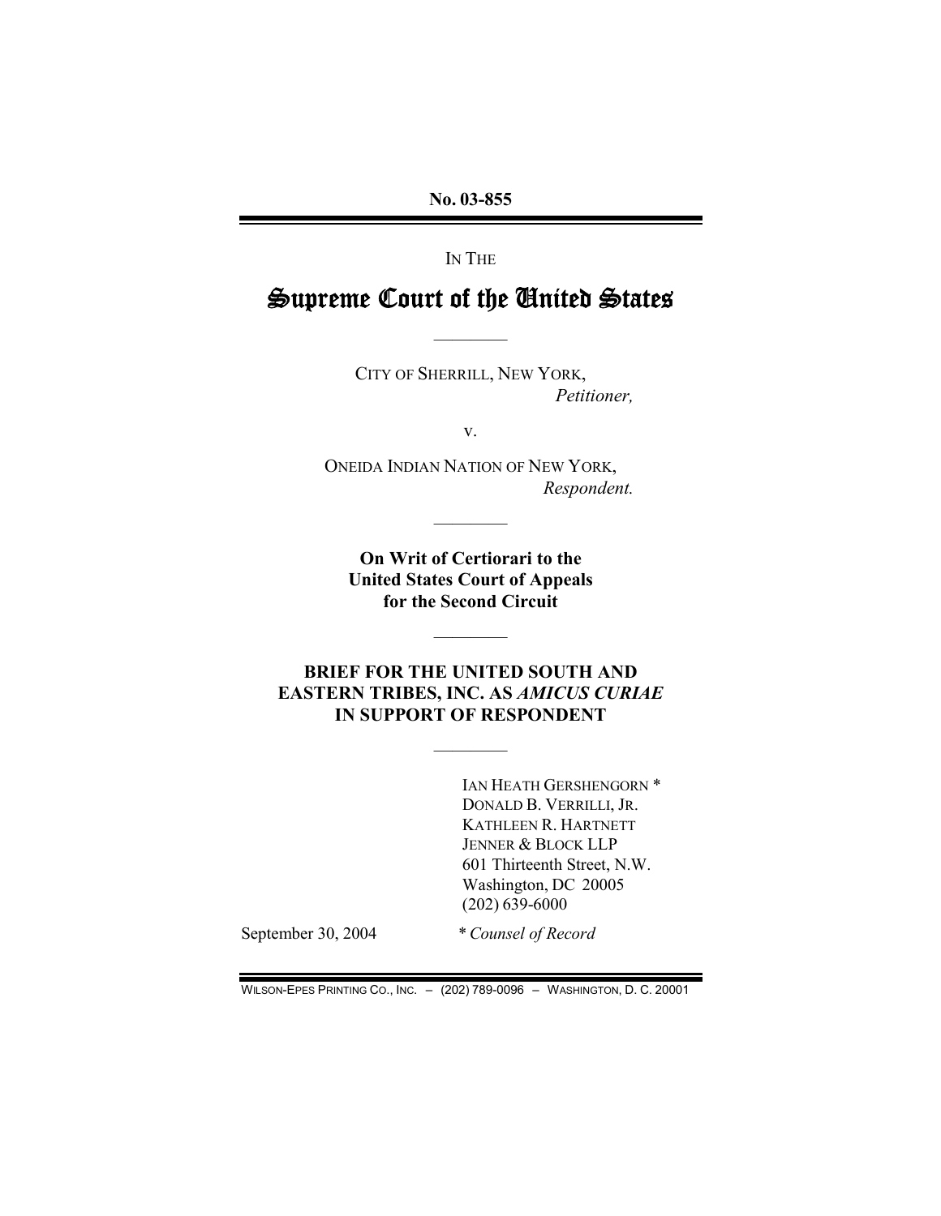**No. 03-855**

---

IN THE

# Supreme Court of the United States

---

CITY OF SHERRILL, NEW YORK,
*Petitioner,*

v.

ONEIDA INDIAN NATION OF NEW YORK,
*Respondent.*

---

**On Writ of Certiorari to the United States Court of Appeals for the Second Circuit**

---

## BRIEF FOR THE UNITED SOUTH AND EASTERN TRIBES, INC. AS *AMICUS CURIAE* IN SUPPORT OF RESPONDENT

---

IAN HEATH GERSHENGORN *
DONALD B. VERRILLI, JR.
KATHLEEN R. HARTNETT
JENNER & BLOCK LLP
601 Thirteenth Street, N.W.
Washington, DC 20005
(202) 639-6000

September 30, 2004 * *Counsel of Record*

---

WILSON-EPES PRINTING CO., INC. – (202) 789-0096 – WASHINGTON, D. C. 20001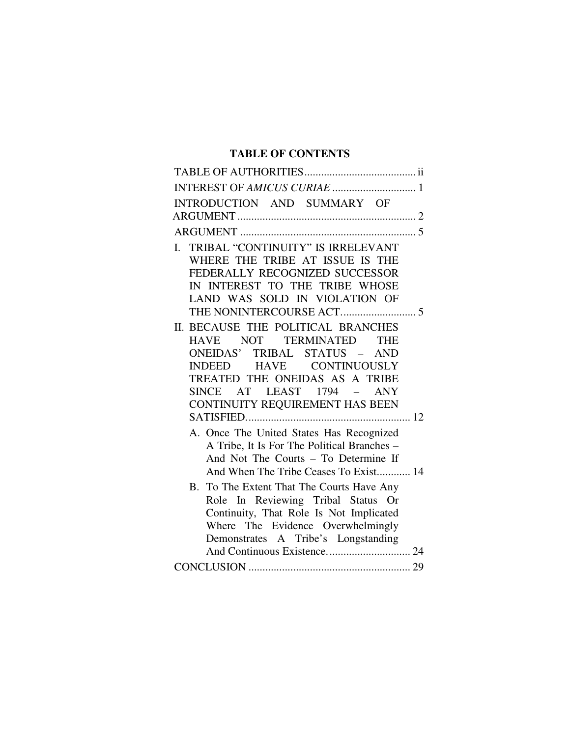# TABLE OF CONTENTS

TABLE OF AUTHORITIES ........................................ ii

INTEREST OF *AMICUS CURIAE* .............................. 1

INTRODUCTION AND SUMMARY OF ARGUMENT ................................................................ 2

ARGUMENT ............................................................... 5

I. TRIBAL "CONTINUITY" IS IRRELEVANT WHERE THE TRIBE AT ISSUE IS THE FEDERALLY RECOGNIZED SUCCESSOR IN INTEREST TO THE TRIBE WHOSE LAND WAS SOLD IN VIOLATION OF THE NONINTERCOURSE ACT........................... 5

II. BECAUSE THE POLITICAL BRANCHES HAVE NOT TERMINATED THE ONEIDAS' TRIBAL STATUS – AND INDEED HAVE CONTINUOUSLY TREATED THE ONEIDAS AS A TRIBE SINCE AT LEAST 1794 – ANY CONTINUITY REQUIREMENT HAS BEEN SATISFIED........................................................... 12

   A. Once The United States Has Recognized A Tribe, It Is For The Political Branches – And Not The Courts – To Determine If And When The Tribe Ceases To Exist............ 14

   B. To The Extent That The Courts Have Any Role In Reviewing Tribal Status Or Continuity, That Role Is Not Implicated Where The Evidence Overwhelmingly Demonstrates A Tribe's Longstanding And Continuous Existence. ............................. 24

CONCLUSION .......................................................... 29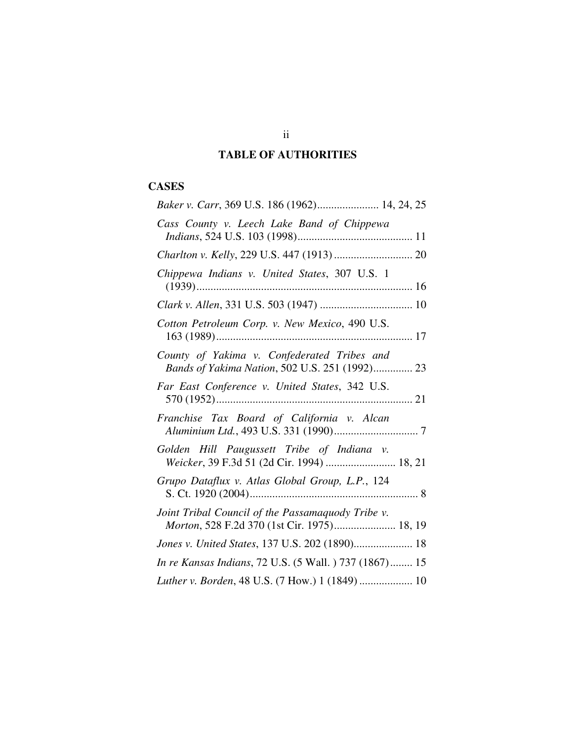## TABLE OF AUTHORITIES

### CASES

*Baker v. Carr*, 369 U.S. 186 (1962)...................... 14, 24, 25

*Cass County v. Leech Lake Band of Chippewa Indians*, 524 U.S. 103 (1998)......................................... 11

*Charlton v. Kelly*, 229 U.S. 447 (1913)............................ 20

*Chippewa Indians v. United States*, 307 U.S. 1 (1939)............................................................................ 16

*Clark v. Allen*, 331 U.S. 503 (1947) ................................. 10

*Cotton Petroleum Corp. v. New Mexico*, 490 U.S. 163 (1989)...................................................................... 17

*County of Yakima v. Confederated Tribes and Bands of Yakima Nation*, 502 U.S. 251 (1992).............. 23

*Far East Conference v. United States*, 342 U.S. 570 (1952)...................................................................... 21

*Franchise Tax Board of California v. Alcan Aluminium Ltd.*, 493 U.S. 331 (1990).............................. 7

*Golden Hill Paugussett Tribe of Indiana v. Weicker*, 39 F.3d 51 (2d Cir. 1994) ......................... 18, 21

*Grupo Dataflux v. Atlas Global Group, L.P.*, 124 S. Ct. 1920 (2004)............................................................ 8

*Joint Tribal Council of the Passamaquody Tribe v. Morton*, 528 F.2d 370 (1st Cir. 1975)...................... 18, 19

*Jones v. United States*, 137 U.S. 202 (1890)..................... 18

*In re Kansas Indians*, 72 U.S. (5 Wall. ) 737 (1867)........ 15

*Luther v. Borden*, 48 U.S. (7 How.) 1 (1849) ................... 10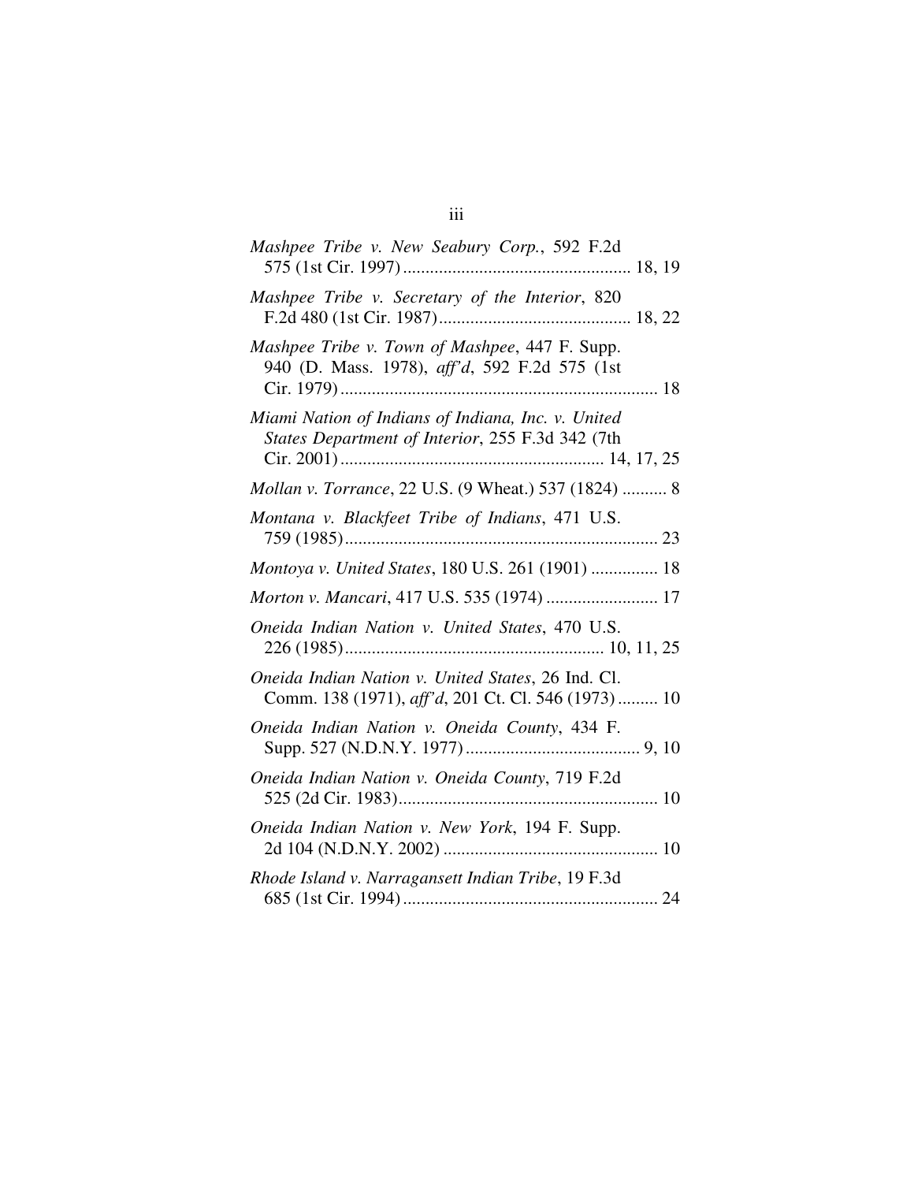*Mashpee Tribe v. New Seabury Corp.*, 592 F.2d 575 (1st Cir. 1997) .................................................. 18, 19

*Mashpee Tribe v. Secretary of the Interior*, 820 F.2d 480 (1st Cir. 1987) .......................................... 18, 22

*Mashpee Tribe v. Town of Mashpee*, 447 F. Supp. 940 (D. Mass. 1978), *aff'd*, 592 F.2d 575 (1st Cir. 1979) ...................................................................... 18

*Miami Nation of Indians of Indiana, Inc. v. United States Department of Interior*, 255 F.3d 342 (7th Cir. 2001) .......................................................... 14, 17, 25

*Mollan v. Torrance*, 22 U.S. (9 Wheat.) 537 (1824) .......... 8

*Montana v. Blackfeet Tribe of Indians*, 471 U.S. 759 (1985) ..................................................................... 23

*Montoya v. United States*, 180 U.S. 261 (1901) ............... 18

*Morton v. Mancari*, 417 U.S. 535 (1974) ......................... 17

*Oneida Indian Nation v. United States*, 470 U.S. 226 (1985) ......................................................... 10, 11, 25

*Oneida Indian Nation v. United States*, 26 Ind. Cl. Comm. 138 (1971), *aff'd*, 201 Ct. Cl. 546 (1973) ......... 10

*Oneida Indian Nation v. Oneida County*, 434 F. Supp. 527 (N.D.N.Y. 1977) ....................................... 9, 10

*Oneida Indian Nation v. Oneida County*, 719 F.2d 525 (2d Cir. 1983) ......................................................... 10

*Oneida Indian Nation v. New York*, 194 F. Supp. 2d 104 (N.D.N.Y. 2002) ................................................ 10

*Rhode Island v. Narragansett Indian Tribe*, 19 F.3d 685 (1st Cir. 1994) ......................................................... 24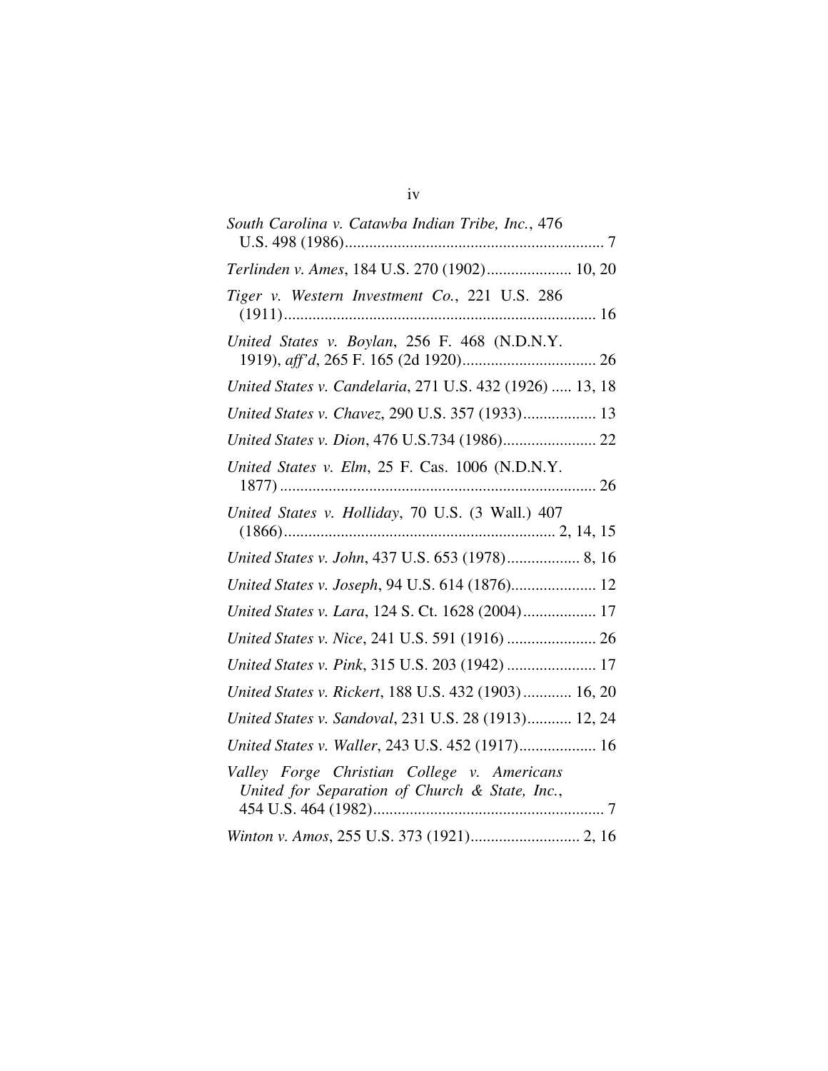*South Carolina v. Catawba Indian Tribe, Inc.*, 476 U.S. 498 (1986) ................................................................ 7

*Terlinden v. Ames*, 184 U.S. 270 (1902) ..................... 10, 20

*Tiger v. Western Investment Co.*, 221 U.S. 286 (1911) ............................................................................ 16

*United States v. Boylan*, 256 F. 468 (N.D.N.Y. 1919), *aff'd*, 265 F. 165 (2d 1920) ................................. 26

*United States v. Candelaria*, 271 U.S. 432 (1926) ..... 13, 18

*United States v. Chavez*, 290 U.S. 357 (1933) .................. 13

*United States v. Dion*, 476 U.S.734 (1986) ....................... 22

*United States v. Elm*, 25 F. Cas. 1006 (N.D.N.Y. 1877) .............................................................................. 26

*United States v. Holliday*, 70 U.S. (3 Wall.) 407 (1866) .................................................................. 2, 14, 15

*United States v. John*, 437 U.S. 653 (1978) .................. 8, 16

*United States v. Joseph*, 94 U.S. 614 (1876) ..................... 12

*United States v. Lara*, 124 S. Ct. 1628 (2004) .................. 17

*United States v. Nice*, 241 U.S. 591 (1916) ...................... 26

*United States v. Pink*, 315 U.S. 203 (1942) ...................... 17

*United States v. Rickert*, 188 U.S. 432 (1903) ............ 16, 20

*United States v. Sandoval*, 231 U.S. 28 (1913) ........... 12, 24

*United States v. Waller*, 243 U.S. 452 (1917) ................... 16

*Valley Forge Christian College v. Americans United for Separation of Church & State, Inc.*, 454 U.S. 464 (1982) ......................................................... 7

*Winton v. Amos*, 255 U.S. 373 (1921) ........................... 2, 16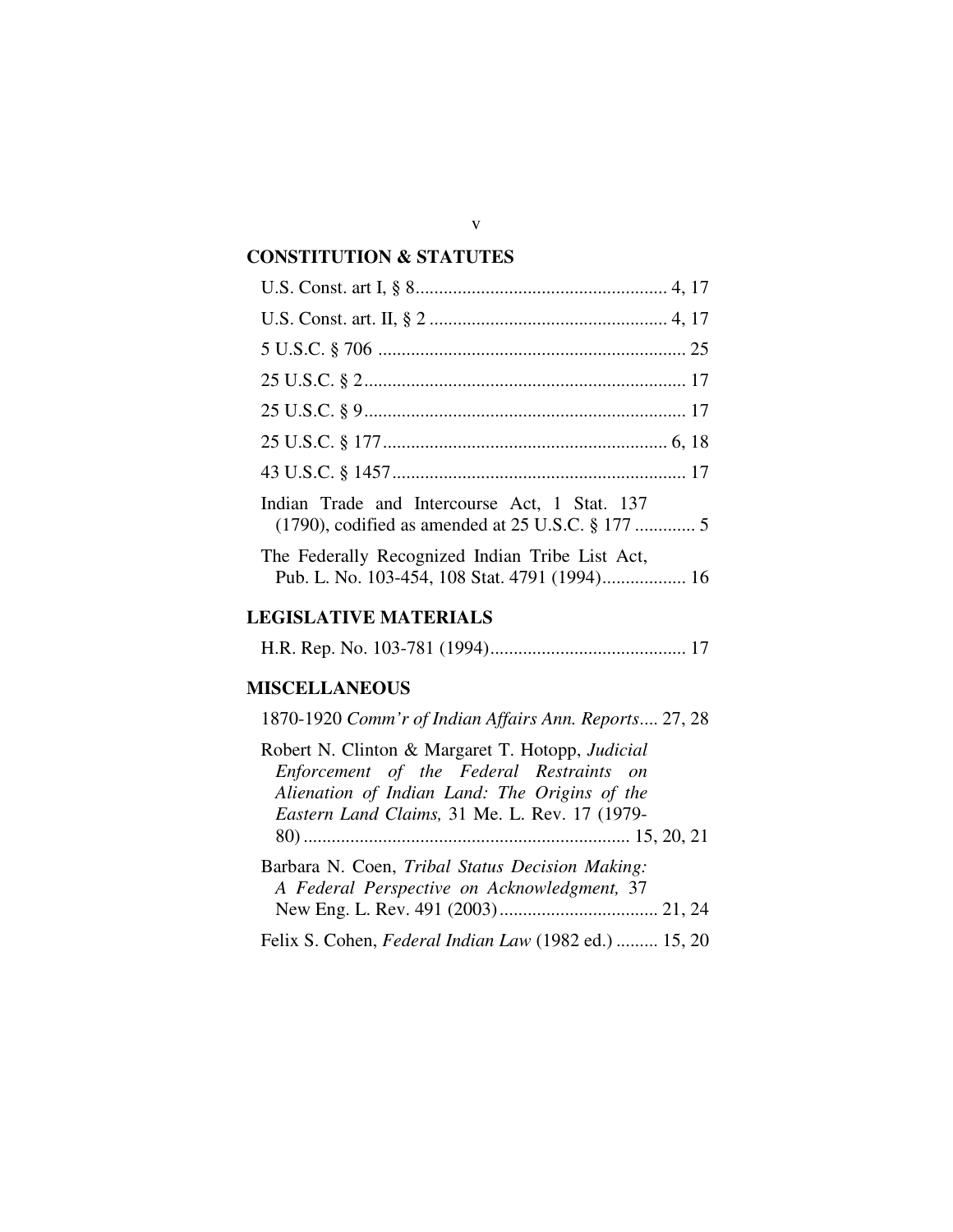## CONSTITUTION & STATUTES

U.S. Const. art I, § 8...................................................... 4, 17

U.S. Const. art. II, § 2 .................................................. 4, 17

5 U.S.C. § 706 .................................................................. 25

25 U.S.C. § 2..................................................................... 17

25 U.S.C. § 9..................................................................... 17

25 U.S.C. § 177............................................................. 6, 18

43 U.S.C. § 1457............................................................... 17

Indian Trade and Intercourse Act, 1 Stat. 137 (1790), codified as amended at 25 U.S.C. § 177 ............. 5

The Federally Recognized Indian Tribe List Act, Pub. L. No. 103-454, 108 Stat. 4791 (1994).................. 16

## LEGISLATIVE MATERIALS

H.R. Rep. No. 103-781 (1994).......................................... 17

## MISCELLANEOUS

1870-1920 *Comm'r of Indian Affairs Ann. Reports*.... 27, 28

Robert N. Clinton & Margaret T. Hotopp, *Judicial Enforcement of the Federal Restraints on Alienation of Indian Land: The Origins of the Eastern Land Claims,* 31 Me. L. Rev. 17 (1979-80) ..................................................................... 15, 20, 21

Barbara N. Coen, *Tribal Status Decision Making: A Federal Perspective on Acknowledgment,* 37 New Eng. L. Rev. 491 (2003).................................. 21, 24

Felix S. Cohen, *Federal Indian Law* (1982 ed.) ......... 15, 20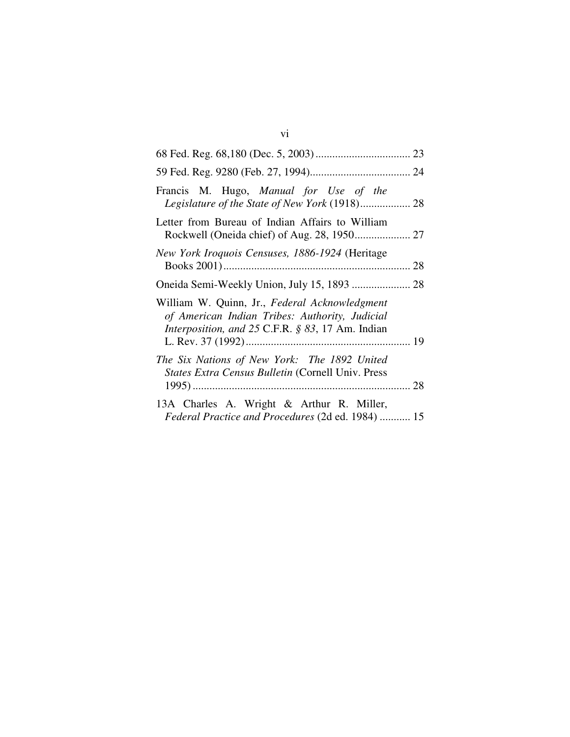68 Fed. Reg. 68,180 (Dec. 5, 2003) .................................. 23

59 Fed. Reg. 9280 (Feb. 27, 1994).................................... 24

Francis M. Hugo, *Manual for Use of the Legislature of the State of New York* (1918).................. 28

Letter from Bureau of Indian Affairs to William Rockwell (Oneida chief) of Aug. 28, 1950.................... 27

*New York Iroquois Censuses, 1886-1924* (Heritage Books 2001)................................................................... 28

Oneida Semi-Weekly Union, July 15, 1893 ..................... 28

William W. Quinn, Jr., *Federal Acknowledgment of American Indian Tribes: Authority, Judicial Interposition, and 25* C.F.R. *§ 83*, 17 Am. Indian L. Rev. 37 (1992)........................................................... 19

*The Six Nations of New York: The 1892 United States Extra Census Bulletin* (Cornell Univ. Press 1995)............................................................................. 28

13A Charles A. Wright & Arthur R. Miller, *Federal Practice and Procedures* (2d ed. 1984) ........... 15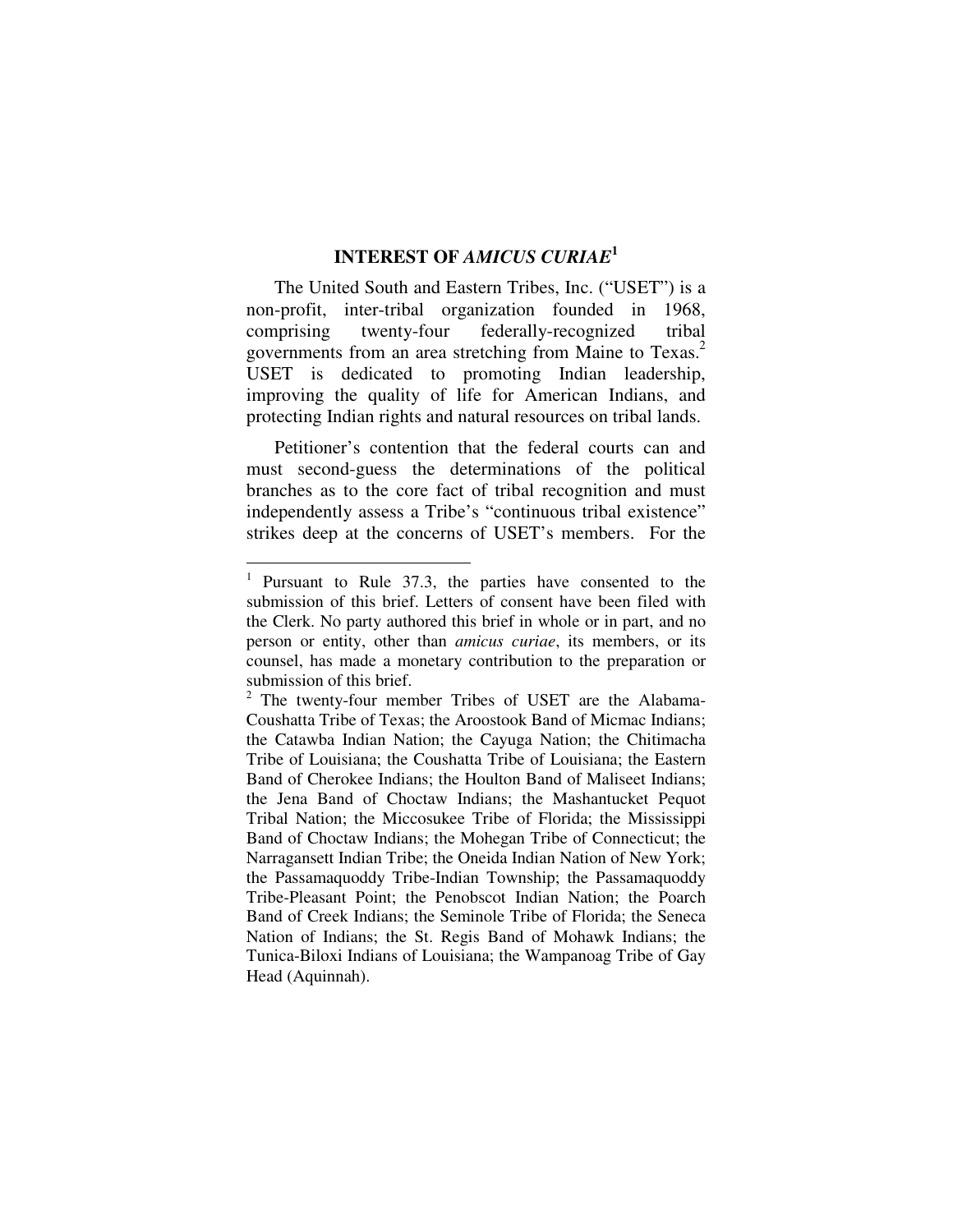## INTEREST OF *AMICUS CURIAE*[1]

The United South and Eastern Tribes, Inc. ("USET") is a non-profit, inter-tribal organization founded in 1968, comprising twenty-four federally-recognized tribal governments from an area stretching from Maine to Texas.[2] USET is dedicated to promoting Indian leadership, improving the quality of life for American Indians, and protecting Indian rights and natural resources on tribal lands.

Petitioner's contention that the federal courts can and must second-guess the determinations of the political branches as to the core fact of tribal recognition and must independently assess a Tribe's "continuous tribal existence" strikes deep at the concerns of USET's members. For the

---

[1] Pursuant to Rule 37.3, the parties have consented to the submission of this brief. Letters of consent have been filed with the Clerk. No party authored this brief in whole or in part, and no person or entity, other than *amicus curiae*, its members, or its counsel, has made a monetary contribution to the preparation or submission of this brief.

[2] The twenty-four member Tribes of USET are the Alabama-Coushatta Tribe of Texas; the Aroostook Band of Micmac Indians; the Catawba Indian Nation; the Cayuga Nation; the Chitimacha Tribe of Louisiana; the Coushatta Tribe of Louisiana; the Eastern Band of Cherokee Indians; the Houlton Band of Maliseet Indians; the Jena Band of Choctaw Indians; the Mashantucket Pequot Tribal Nation; the Miccosukee Tribe of Florida; the Mississippi Band of Choctaw Indians; the Mohegan Tribe of Connecticut; the Narragansett Indian Tribe; the Oneida Indian Nation of New York; the Passamaquoddy Tribe-Indian Township; the Passamaquoddy Tribe-Pleasant Point; the Penobscot Indian Nation; the Poarch Band of Creek Indians; the Seminole Tribe of Florida; the Seneca Nation of Indians; the St. Regis Band of Mohawk Indians; the Tunica-Biloxi Indians of Louisiana; the Wampanoag Tribe of Gay Head (Aquinnah).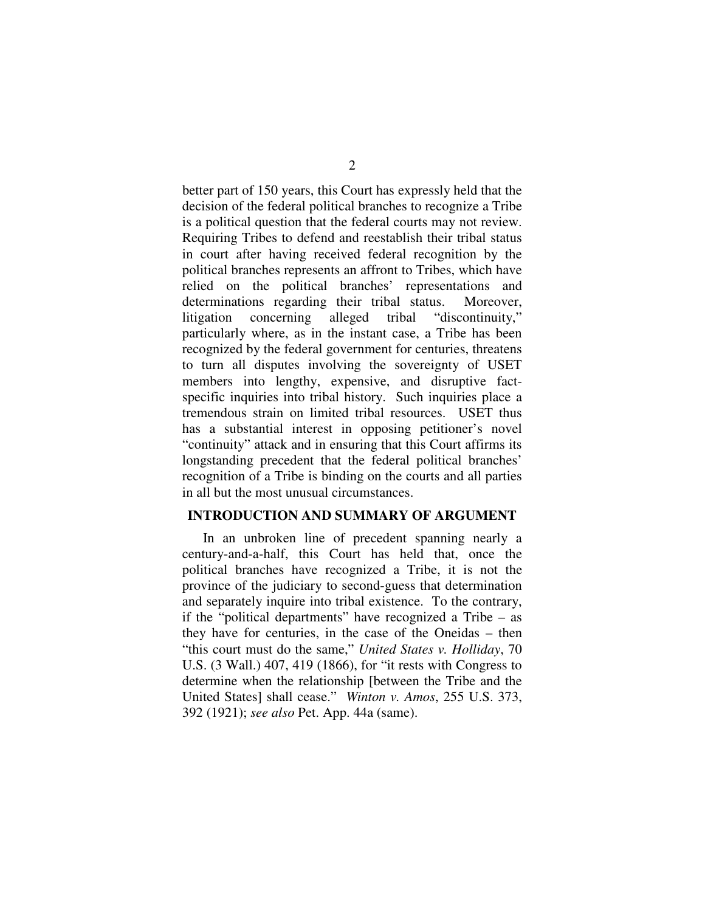better part of 150 years, this Court has expressly held that the decision of the federal political branches to recognize a Tribe is a political question that the federal courts may not review. Requiring Tribes to defend and reestablish their tribal status in court after having received federal recognition by the political branches represents an affront to Tribes, which have relied on the political branches' representations and determinations regarding their tribal status. Moreover, litigation concerning alleged tribal "discontinuity," particularly where, as in the instant case, a Tribe has been recognized by the federal government for centuries, threatens to turn all disputes involving the sovereignty of USET members into lengthy, expensive, and disruptive fact-specific inquiries into tribal history. Such inquiries place a tremendous strain on limited tribal resources. USET thus has a substantial interest in opposing petitioner's novel "continuity" attack and in ensuring that this Court affirms its longstanding precedent that the federal political branches' recognition of a Tribe is binding on the courts and all parties in all but the most unusual circumstances.

## INTRODUCTION AND SUMMARY OF ARGUMENT

In an unbroken line of precedent spanning nearly a century-and-a-half, this Court has held that, once the political branches have recognized a Tribe, it is not the province of the judiciary to second-guess that determination and separately inquire into tribal existence. To the contrary, if the "political departments" have recognized a Tribe – as they have for centuries, in the case of the Oneidas – then "this court must do the same," *United States v. Holliday*, 70 U.S. (3 Wall.) 407, 419 (1866), for "it rests with Congress to determine when the relationship [between the Tribe and the United States] shall cease." *Winton v. Amos*, 255 U.S. 373, 392 (1921); *see also* Pet. App. 44a (same).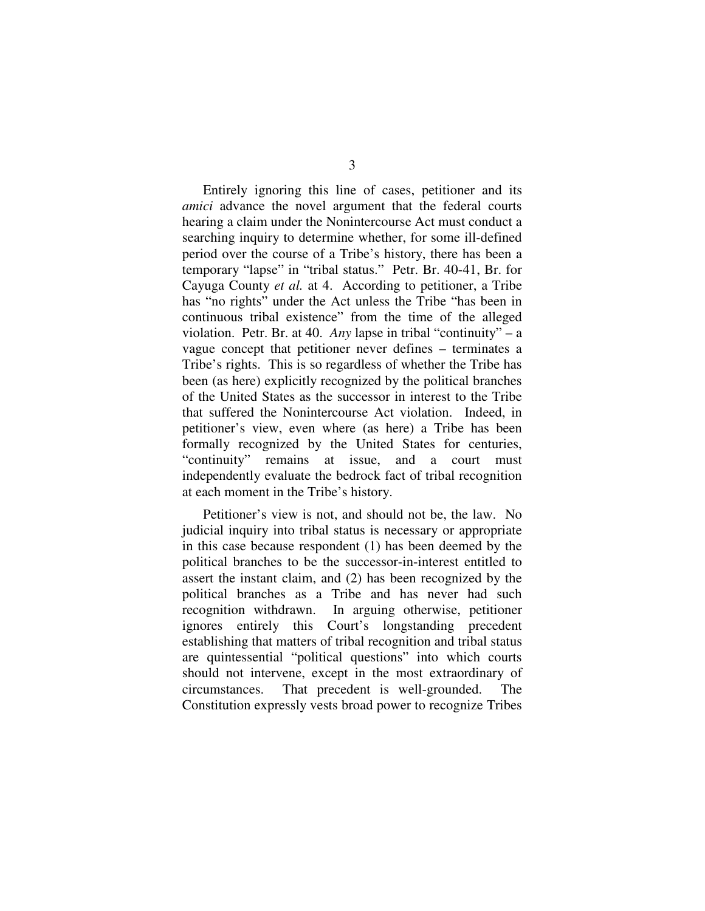Entirely ignoring this line of cases, petitioner and its *amici* advance the novel argument that the federal courts hearing a claim under the Nonintercourse Act must conduct a searching inquiry to determine whether, for some ill-defined period over the course of a Tribe's history, there has been a temporary "lapse" in "tribal status." Petr. Br. 40-41, Br. for Cayuga County *et al.* at 4. According to petitioner, a Tribe has "no rights" under the Act unless the Tribe "has been in continuous tribal existence" from the time of the alleged violation. Petr. Br. at 40. *Any* lapse in tribal "continuity" – a vague concept that petitioner never defines – terminates a Tribe's rights. This is so regardless of whether the Tribe has been (as here) explicitly recognized by the political branches of the United States as the successor in interest to the Tribe that suffered the Nonintercourse Act violation. Indeed, in petitioner's view, even where (as here) a Tribe has been formally recognized by the United States for centuries, "continuity" remains at issue, and a court must independently evaluate the bedrock fact of tribal recognition at each moment in the Tribe's history.

Petitioner's view is not, and should not be, the law. No judicial inquiry into tribal status is necessary or appropriate in this case because respondent (1) has been deemed by the political branches to be the successor-in-interest entitled to assert the instant claim, and (2) has been recognized by the political branches as a Tribe and has never had such recognition withdrawn. In arguing otherwise, petitioner ignores entirely this Court's longstanding precedent establishing that matters of tribal recognition and tribal status are quintessential "political questions" into which courts should not intervene, except in the most extraordinary of circumstances. That precedent is well-grounded. The Constitution expressly vests broad power to recognize Tribes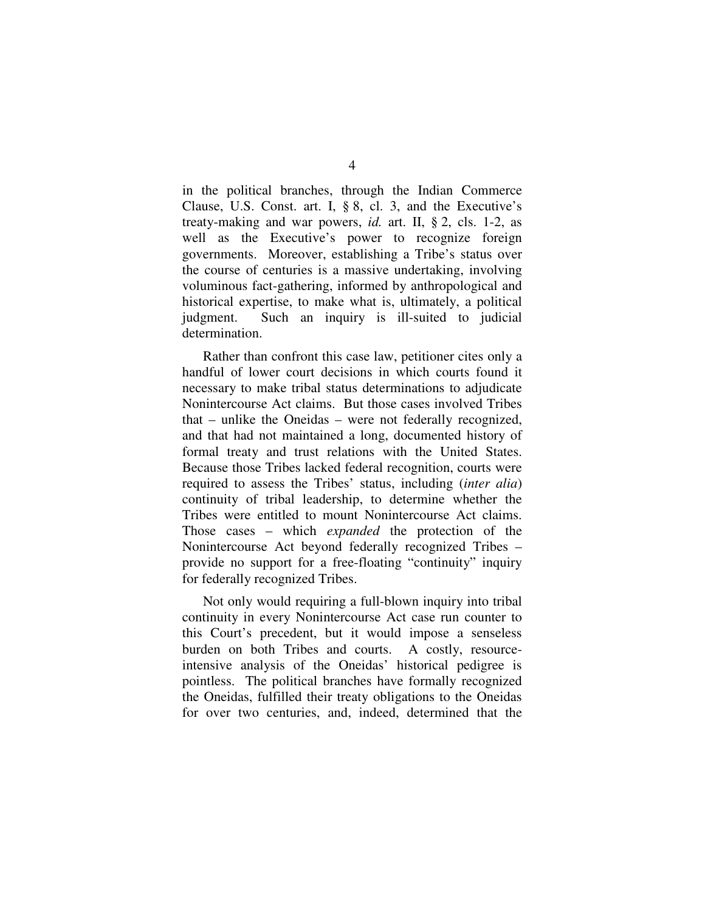in the political branches, through the Indian Commerce Clause, U.S. Const. art. I, § 8, cl. 3, and the Executive's treaty-making and war powers, *id.* art. II, § 2, cls. 1-2, as well as the Executive's power to recognize foreign governments. Moreover, establishing a Tribe's status over the course of centuries is a massive undertaking, involving voluminous fact-gathering, informed by anthropological and historical expertise, to make what is, ultimately, a political judgment. Such an inquiry is ill-suited to judicial determination.

Rather than confront this case law, petitioner cites only a handful of lower court decisions in which courts found it necessary to make tribal status determinations to adjudicate Nonintercourse Act claims. But those cases involved Tribes that – unlike the Oneidas – were not federally recognized, and that had not maintained a long, documented history of formal treaty and trust relations with the United States. Because those Tribes lacked federal recognition, courts were required to assess the Tribes' status, including (*inter alia*) continuity of tribal leadership, to determine whether the Tribes were entitled to mount Nonintercourse Act claims. Those cases – which *expanded* the protection of the Nonintercourse Act beyond federally recognized Tribes – provide no support for a free-floating "continuity" inquiry for federally recognized Tribes.

Not only would requiring a full-blown inquiry into tribal continuity in every Nonintercourse Act case run counter to this Court's precedent, but it would impose a senseless burden on both Tribes and courts. A costly, resource-intensive analysis of the Oneidas' historical pedigree is pointless. The political branches have formally recognized the Oneidas, fulfilled their treaty obligations to the Oneidas for over two centuries, and, indeed, determined that the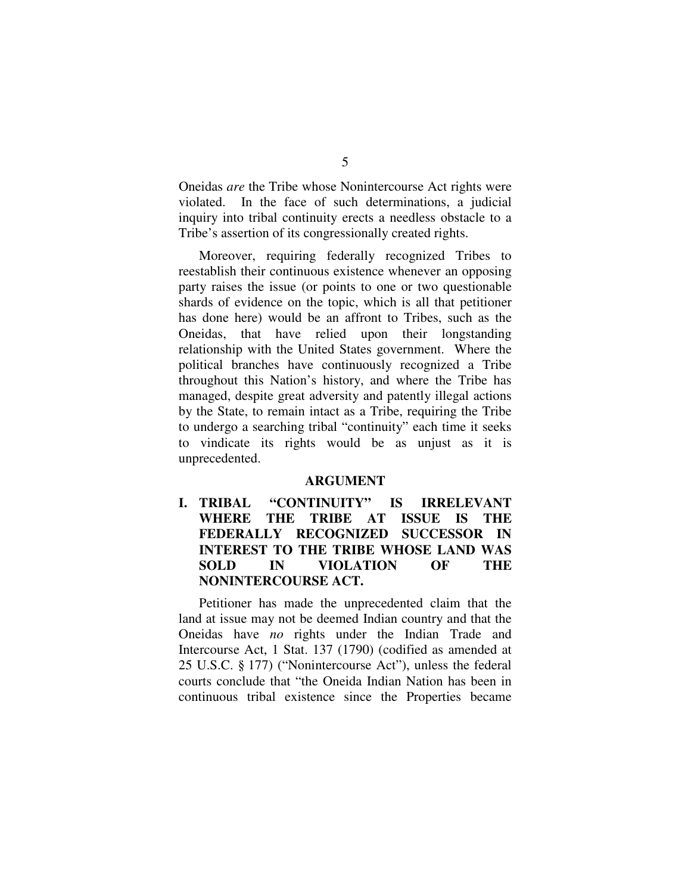Oneidas *are* the Tribe whose Nonintercourse Act rights were violated. In the face of such determinations, a judicial inquiry into tribal continuity erects a needless obstacle to a Tribe's assertion of its congressionally created rights.

Moreover, requiring federally recognized Tribes to reestablish their continuous existence whenever an opposing party raises the issue (or points to one or two questionable shards of evidence on the topic, which is all that petitioner has done here) would be an affront to Tribes, such as the Oneidas, that have relied upon their longstanding relationship with the United States government. Where the political branches have continuously recognized a Tribe throughout this Nation's history, and where the Tribe has managed, despite great adversity and patently illegal actions by the State, to remain intact as a Tribe, requiring the Tribe to undergo a searching tribal "continuity" each time it seeks to vindicate its rights would be as unjust as it is unprecedented.

## ARGUMENT

### I. TRIBAL "CONTINUITY" IS IRRELEVANT WHERE THE TRIBE AT ISSUE IS THE FEDERALLY RECOGNIZED SUCCESSOR IN INTEREST TO THE TRIBE WHOSE LAND WAS SOLD IN VIOLATION OF THE NONINTERCOURSE ACT.

Petitioner has made the unprecedented claim that the land at issue may not be deemed Indian country and that the Oneidas have *no* rights under the Indian Trade and Intercourse Act, 1 Stat. 137 (1790) (codified as amended at 25 U.S.C. § 177) ("Nonintercourse Act"), unless the federal courts conclude that "the Oneida Indian Nation has been in continuous tribal existence since the Properties became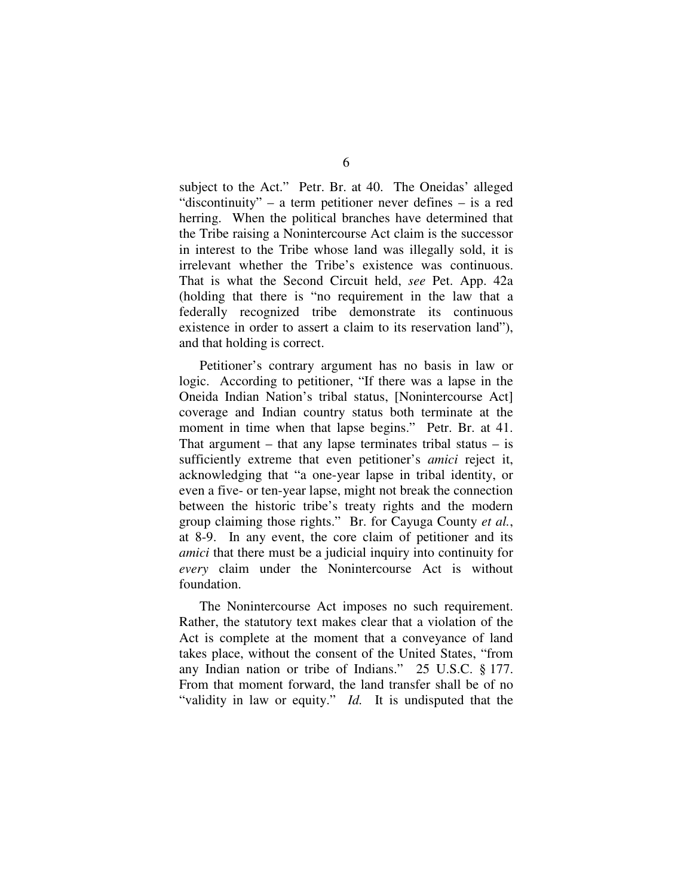subject to the Act." Petr. Br. at 40. The Oneidas' alleged "discontinuity" – a term petitioner never defines – is a red herring. When the political branches have determined that the Tribe raising a Nonintercourse Act claim is the successor in interest to the Tribe whose land was illegally sold, it is irrelevant whether the Tribe's existence was continuous. That is what the Second Circuit held, *see* Pet. App. 42a (holding that there is "no requirement in the law that a federally recognized tribe demonstrate its continuous existence in order to assert a claim to its reservation land"), and that holding is correct.

Petitioner's contrary argument has no basis in law or logic. According to petitioner, "If there was a lapse in the Oneida Indian Nation's tribal status, [Nonintercourse Act] coverage and Indian country status both terminate at the moment in time when that lapse begins." Petr. Br. at 41. That argument – that any lapse terminates tribal status – is sufficiently extreme that even petitioner's *amici* reject it, acknowledging that "a one-year lapse in tribal identity, or even a five- or ten-year lapse, might not break the connection between the historic tribe's treaty rights and the modern group claiming those rights." Br. for Cayuga County *et al.*, at 8-9. In any event, the core claim of petitioner and its *amici* that there must be a judicial inquiry into continuity for *every* claim under the Nonintercourse Act is without foundation.

The Nonintercourse Act imposes no such requirement. Rather, the statutory text makes clear that a violation of the Act is complete at the moment that a conveyance of land takes place, without the consent of the United States, "from any Indian nation or tribe of Indians." 25 U.S.C. § 177. From that moment forward, the land transfer shall be of no "validity in law or equity." *Id.* It is undisputed that the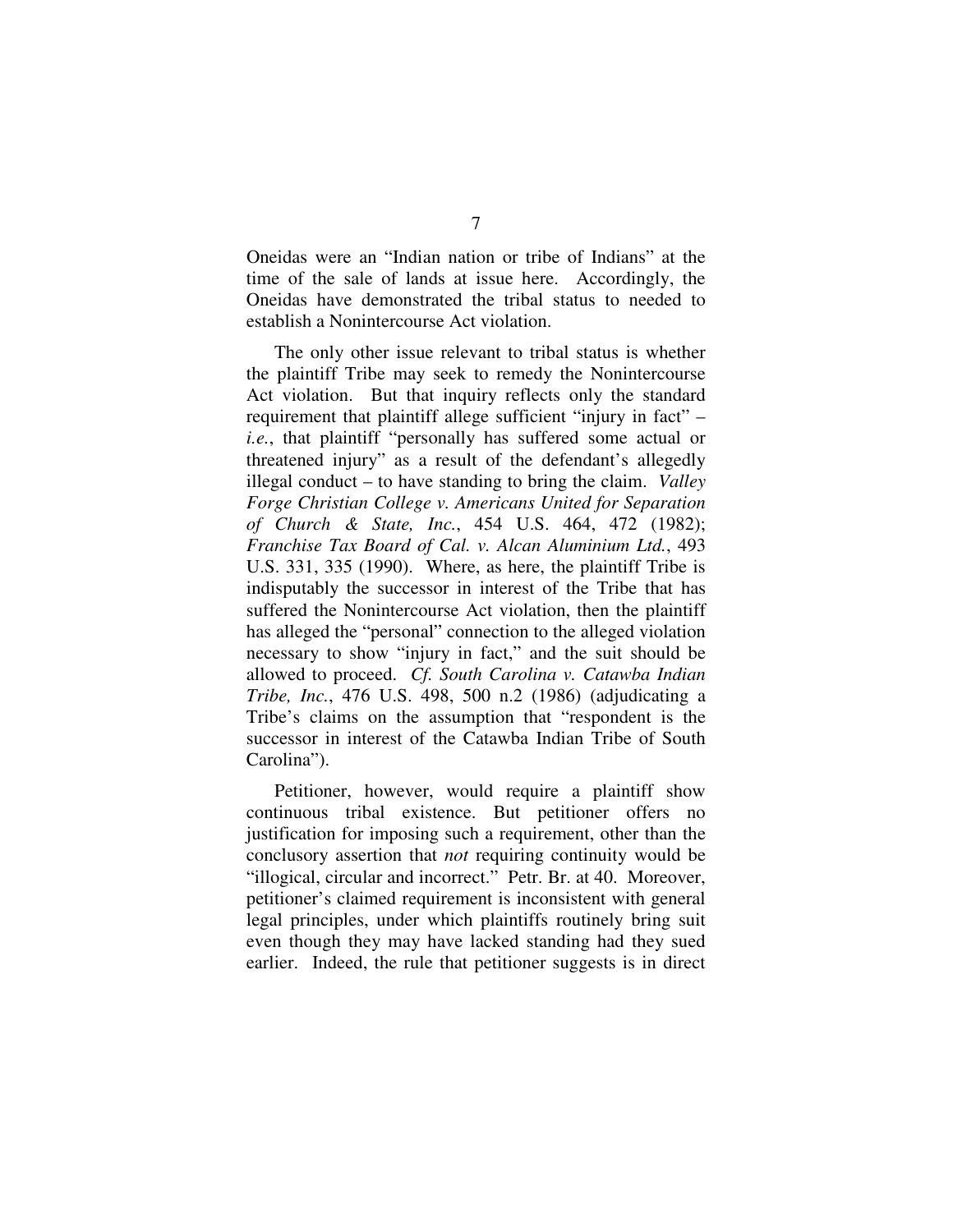Oneidas were an "Indian nation or tribe of Indians" at the time of the sale of lands at issue here. Accordingly, the Oneidas have demonstrated the tribal status to needed to establish a Nonintercourse Act violation.

The only other issue relevant to tribal status is whether the plaintiff Tribe may seek to remedy the Nonintercourse Act violation. But that inquiry reflects only the standard requirement that plaintiff allege sufficient "injury in fact" – *i.e.*, that plaintiff "personally has suffered some actual or threatened injury" as a result of the defendant's allegedly illegal conduct – to have standing to bring the claim. *Valley Forge Christian College v. Americans United for Separation of Church & State, Inc.*, 454 U.S. 464, 472 (1982); *Franchise Tax Board of Cal. v. Alcan Aluminium Ltd.*, 493 U.S. 331, 335 (1990). Where, as here, the plaintiff Tribe is indisputably the successor in interest of the Tribe that has suffered the Nonintercourse Act violation, then the plaintiff has alleged the "personal" connection to the alleged violation necessary to show "injury in fact," and the suit should be allowed to proceed. *Cf. South Carolina v. Catawba Indian Tribe, Inc.*, 476 U.S. 498, 500 n.2 (1986) (adjudicating a Tribe's claims on the assumption that "respondent is the successor in interest of the Catawba Indian Tribe of South Carolina").

Petitioner, however, would require a plaintiff show continuous tribal existence. But petitioner offers no justification for imposing such a requirement, other than the conclusory assertion that *not* requiring continuity would be "illogical, circular and incorrect." Petr. Br. at 40. Moreover, petitioner's claimed requirement is inconsistent with general legal principles, under which plaintiffs routinely bring suit even though they may have lacked standing had they sued earlier. Indeed, the rule that petitioner suggests is in direct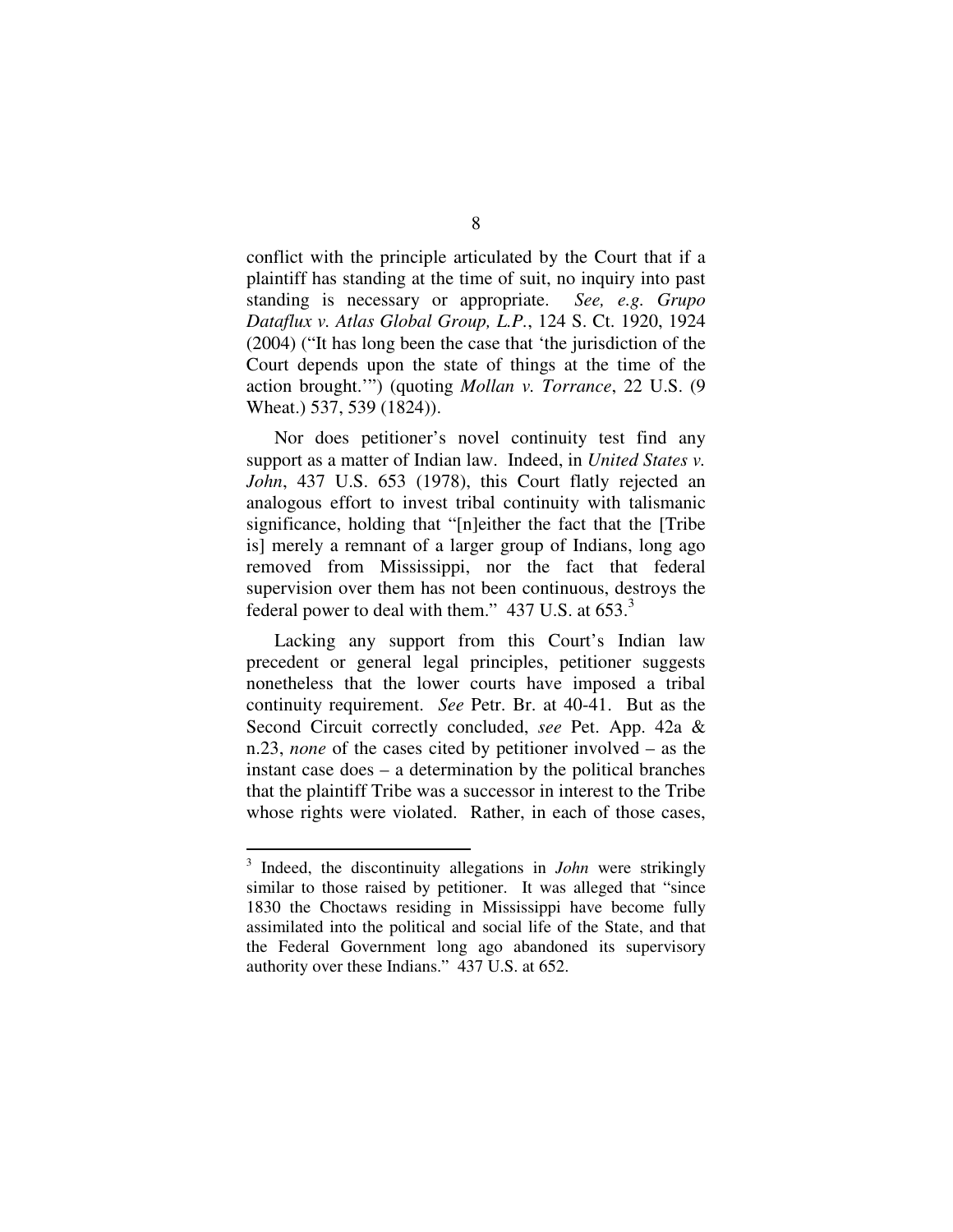conflict with the principle articulated by the Court that if a plaintiff has standing at the time of suit, no inquiry into past standing is necessary or appropriate. *See, e.g. Grupo Dataflux v. Atlas Global Group, L.P.*, 124 S. Ct. 1920, 1924 (2004) ("It has long been the case that 'the jurisdiction of the Court depends upon the state of things at the time of the action brought.'") (quoting *Mollan v. Torrance*, 22 U.S. (9 Wheat.) 537, 539 (1824)).

Nor does petitioner's novel continuity test find any support as a matter of Indian law. Indeed, in *United States v. John*, 437 U.S. 653 (1978), this Court flatly rejected an analogous effort to invest tribal continuity with talismanic significance, holding that "[n]either the fact that the [Tribe is] merely a remnant of a larger group of Indians, long ago removed from Mississippi, nor the fact that federal supervision over them has not been continuous, destroys the federal power to deal with them." 437 U.S. at 653.[3]

Lacking any support from this Court's Indian law precedent or general legal principles, petitioner suggests nonetheless that the lower courts have imposed a tribal continuity requirement. *See* Petr. Br. at 40-41. But as the Second Circuit correctly concluded, *see* Pet. App. 42a & n.23, *none* of the cases cited by petitioner involved – as the instant case does – a determination by the political branches that the plaintiff Tribe was a successor in interest to the Tribe whose rights were violated. Rather, in each of those cases,

---

[3] Indeed, the discontinuity allegations in *John* were strikingly similar to those raised by petitioner. It was alleged that "since 1830 the Choctaws residing in Mississippi have become fully assimilated into the political and social life of the State, and that the Federal Government long ago abandoned its supervisory authority over these Indians." 437 U.S. at 652.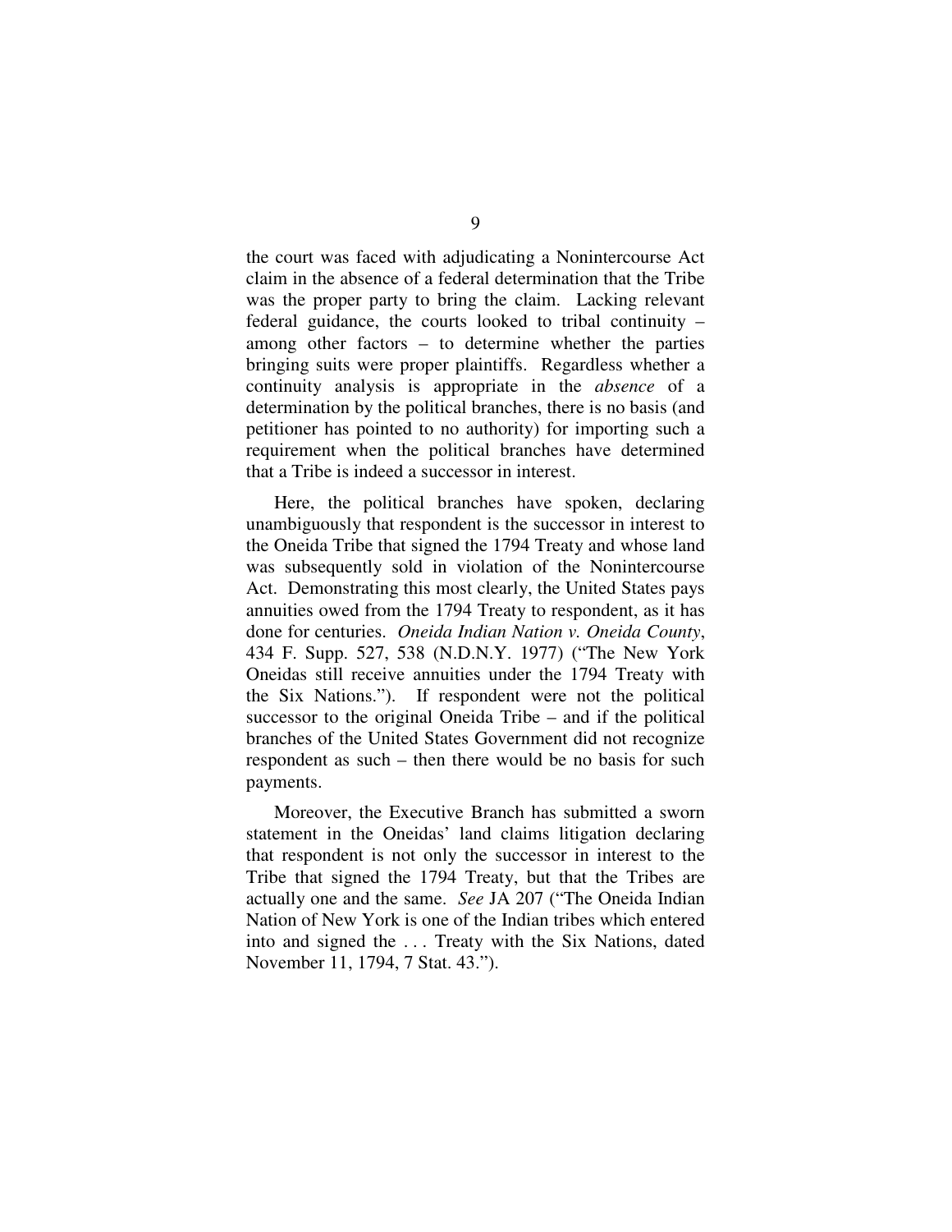the court was faced with adjudicating a Nonintercourse Act claim in the absence of a federal determination that the Tribe was the proper party to bring the claim. Lacking relevant federal guidance, the courts looked to tribal continuity – among other factors – to determine whether the parties bringing suits were proper plaintiffs. Regardless whether a continuity analysis is appropriate in the *absence* of a determination by the political branches, there is no basis (and petitioner has pointed to no authority) for importing such a requirement when the political branches have determined that a Tribe is indeed a successor in interest.

Here, the political branches have spoken, declaring unambiguously that respondent is the successor in interest to the Oneida Tribe that signed the 1794 Treaty and whose land was subsequently sold in violation of the Nonintercourse Act. Demonstrating this most clearly, the United States pays annuities owed from the 1794 Treaty to respondent, as it has done for centuries. *Oneida Indian Nation v. Oneida County*, 434 F. Supp. 527, 538 (N.D.N.Y. 1977) ("The New York Oneidas still receive annuities under the 1794 Treaty with the Six Nations."). If respondent were not the political successor to the original Oneida Tribe – and if the political branches of the United States Government did not recognize respondent as such – then there would be no basis for such payments.

Moreover, the Executive Branch has submitted a sworn statement in the Oneidas' land claims litigation declaring that respondent is not only the successor in interest to the Tribe that signed the 1794 Treaty, but that the Tribes are actually one and the same. *See* JA 207 ("The Oneida Indian Nation of New York is one of the Indian tribes which entered into and signed the . . . Treaty with the Six Nations, dated November 11, 1794, 7 Stat. 43.").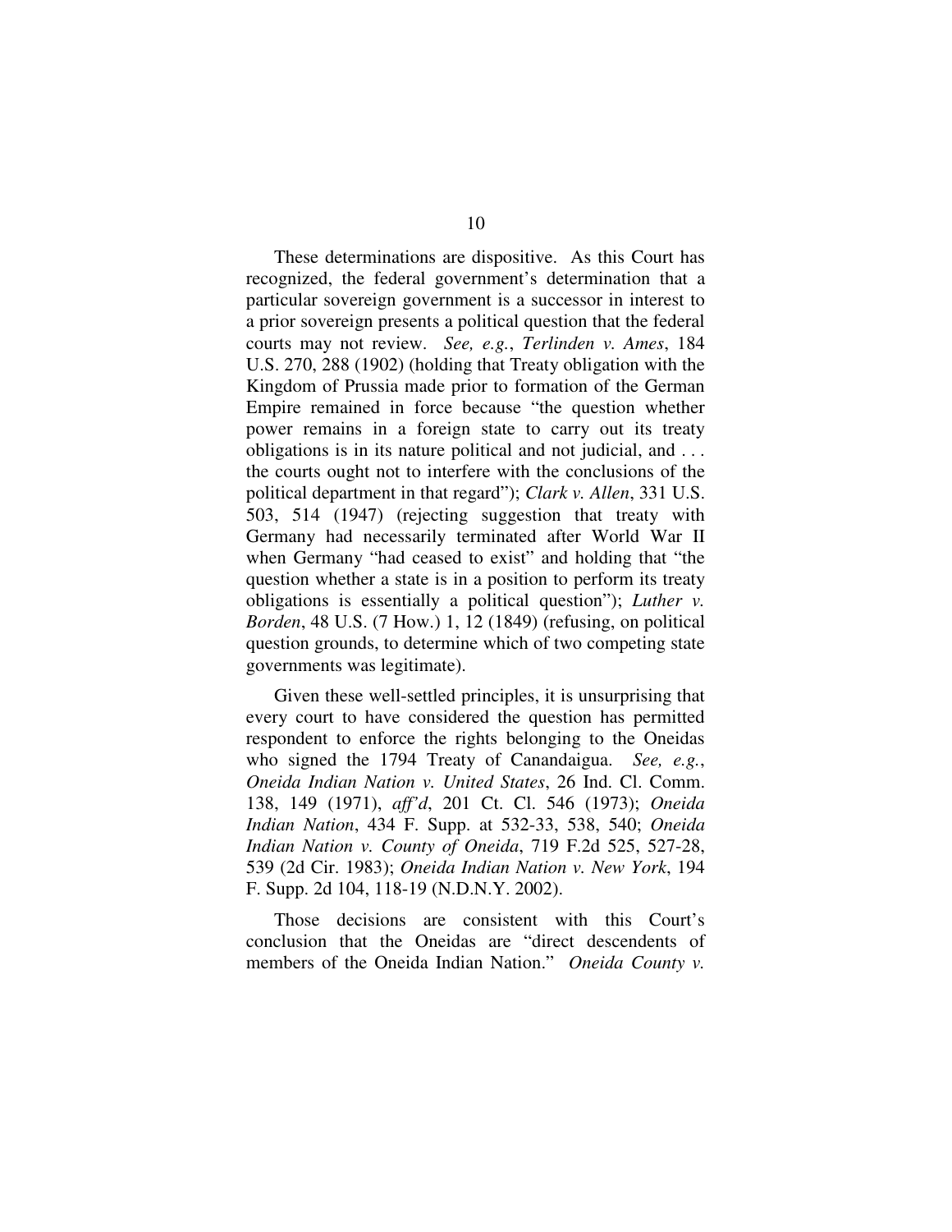These determinations are dispositive. As this Court has recognized, the federal government's determination that a particular sovereign government is a successor in interest to a prior sovereign presents a political question that the federal courts may not review. *See, e.g.*, *Terlinden v. Ames*, 184 U.S. 270, 288 (1902) (holding that Treaty obligation with the Kingdom of Prussia made prior to formation of the German Empire remained in force because "the question whether power remains in a foreign state to carry out its treaty obligations is in its nature political and not judicial, and . . . the courts ought not to interfere with the conclusions of the political department in that regard"); *Clark v. Allen*, 331 U.S. 503, 514 (1947) (rejecting suggestion that treaty with Germany had necessarily terminated after World War II when Germany "had ceased to exist" and holding that "the question whether a state is in a position to perform its treaty obligations is essentially a political question"); *Luther v. Borden*, 48 U.S. (7 How.) 1, 12 (1849) (refusing, on political question grounds, to determine which of two competing state governments was legitimate).

Given these well-settled principles, it is unsurprising that every court to have considered the question has permitted respondent to enforce the rights belonging to the Oneidas who signed the 1794 Treaty of Canandaigua. *See, e.g.*, *Oneida Indian Nation v. United States*, 26 Ind. Cl. Comm. 138, 149 (1971), *aff'd*, 201 Ct. Cl. 546 (1973); *Oneida Indian Nation*, 434 F. Supp. at 532-33, 538, 540; *Oneida Indian Nation v. County of Oneida*, 719 F.2d 525, 527-28, 539 (2d Cir. 1983); *Oneida Indian Nation v. New York*, 194 F. Supp. 2d 104, 118-19 (N.D.N.Y. 2002).

Those decisions are consistent with this Court's conclusion that the Oneidas are "direct descendents of members of the Oneida Indian Nation." *Oneida County v.*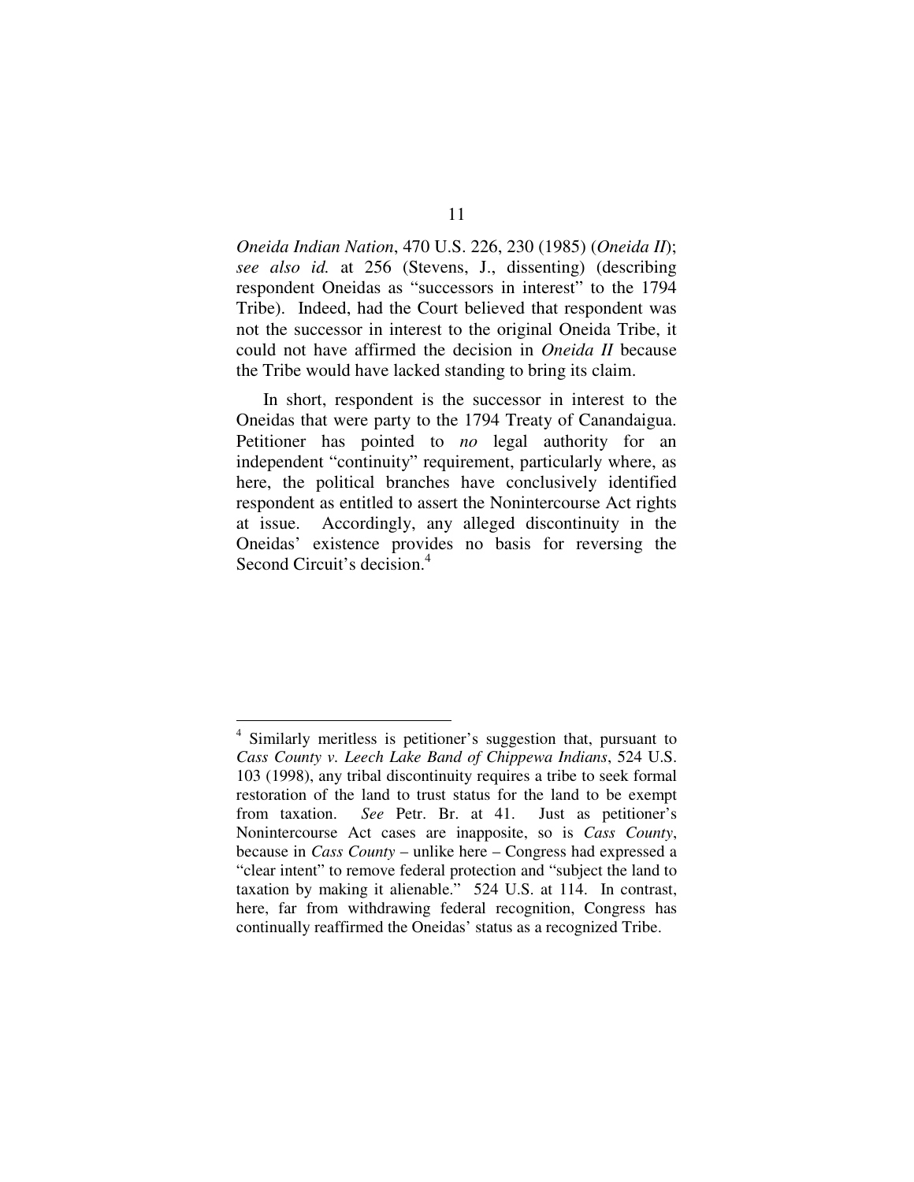*Oneida Indian Nation*, 470 U.S. 226, 230 (1985) (*Oneida II*); *see also id.* at 256 (Stevens, J., dissenting) (describing respondent Oneidas as "successors in interest" to the 1794 Tribe). Indeed, had the Court believed that respondent was not the successor in interest to the original Oneida Tribe, it could not have affirmed the decision in *Oneida II* because the Tribe would have lacked standing to bring its claim.

In short, respondent is the successor in interest to the Oneidas that were party to the 1794 Treaty of Canandaigua. Petitioner has pointed to *no* legal authority for an independent "continuity" requirement, particularly where, as here, the political branches have conclusively identified respondent as entitled to assert the Nonintercourse Act rights at issue. Accordingly, any alleged discontinuity in the Oneidas' existence provides no basis for reversing the Second Circuit's decision.[4]

---

[4] Similarly meritless is petitioner's suggestion that, pursuant to *Cass County v. Leech Lake Band of Chippewa Indians*, 524 U.S. 103 (1998), any tribal discontinuity requires a tribe to seek formal restoration of the land to trust status for the land to be exempt from taxation. *See* Petr. Br. at 41. Just as petitioner's Nonintercourse Act cases are inapposite, so is *Cass County*, because in *Cass County* – unlike here – Congress had expressed a "clear intent" to remove federal protection and "subject the land to taxation by making it alienable." 524 U.S. at 114. In contrast, here, far from withdrawing federal recognition, Congress has continually reaffirmed the Oneidas' status as a recognized Tribe.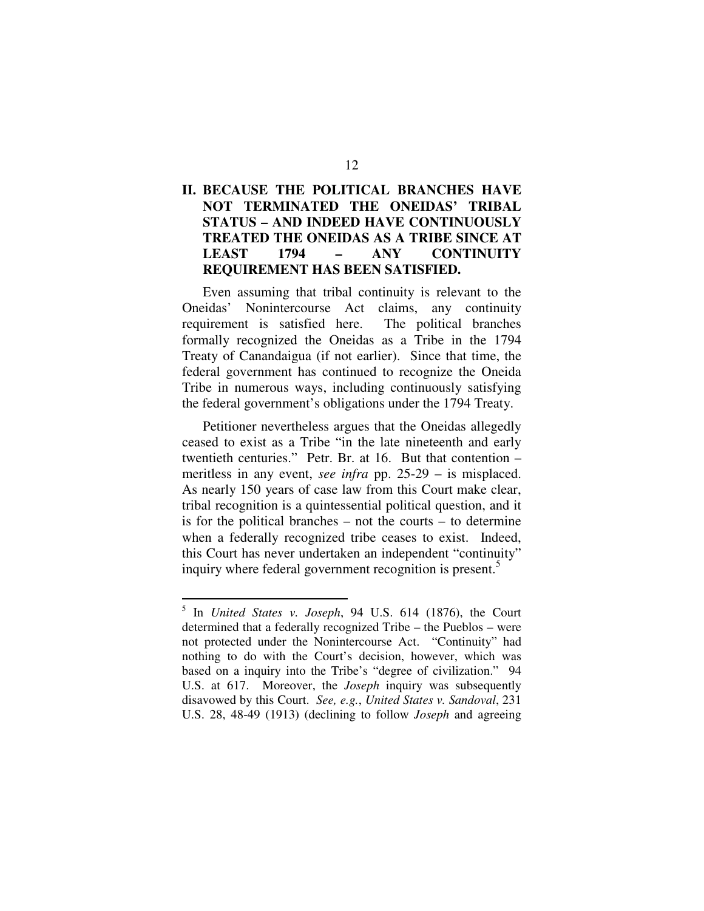## II. BECAUSE THE POLITICAL BRANCHES HAVE NOT TERMINATED THE ONEIDAS' TRIBAL STATUS – AND INDEED HAVE CONTINUOUSLY TREATED THE ONEIDAS AS A TRIBE SINCE AT LEAST 1794 – ANY CONTINUITY REQUIREMENT HAS BEEN SATISFIED.

Even assuming that tribal continuity is relevant to the Oneidas' Nonintercourse Act claims, any continuity requirement is satisfied here. The political branches formally recognized the Oneidas as a Tribe in the 1794 Treaty of Canandaigua (if not earlier). Since that time, the federal government has continued to recognize the Oneida Tribe in numerous ways, including continuously satisfying the federal government's obligations under the 1794 Treaty.

Petitioner nevertheless argues that the Oneidas allegedly ceased to exist as a Tribe "in the late nineteenth and early twentieth centuries." Petr. Br. at 16. But that contention – meritless in any event, *see infra* pp. 25-29 – is misplaced. As nearly 150 years of case law from this Court make clear, tribal recognition is a quintessential political question, and it is for the political branches – not the courts – to determine when a federally recognized tribe ceases to exist. Indeed, this Court has never undertaken an independent "continuity" inquiry where federal government recognition is present.[5]

[5] In *United States v. Joseph*, 94 U.S. 614 (1876), the Court determined that a federally recognized Tribe – the Pueblos – were not protected under the Nonintercourse Act. "Continuity" had nothing to do with the Court's decision, however, which was based on a inquiry into the Tribe's "degree of civilization." 94 U.S. at 617. Moreover, the *Joseph* inquiry was subsequently disavowed by this Court. *See, e.g.*, *United States v. Sandoval*, 231 U.S. 28, 48-49 (1913) (declining to follow *Joseph* and agreeing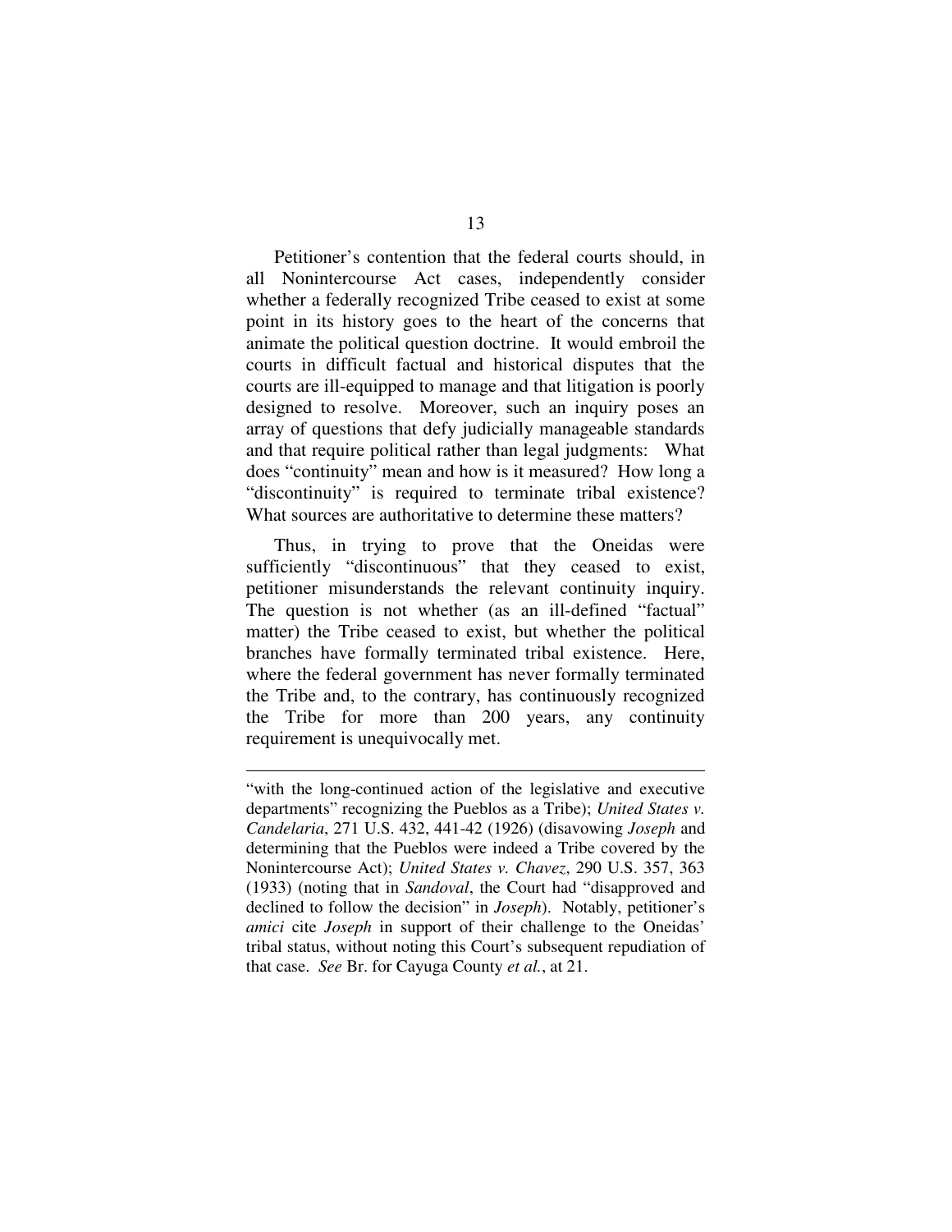Petitioner's contention that the federal courts should, in all Nonintercourse Act cases, independently consider whether a federally recognized Tribe ceased to exist at some point in its history goes to the heart of the concerns that animate the political question doctrine. It would embroil the courts in difficult factual and historical disputes that the courts are ill-equipped to manage and that litigation is poorly designed to resolve. Moreover, such an inquiry poses an array of questions that defy judicially manageable standards and that require political rather than legal judgments: What does "continuity" mean and how is it measured? How long a "discontinuity" is required to terminate tribal existence? What sources are authoritative to determine these matters?

Thus, in trying to prove that the Oneidas were sufficiently "discontinuous" that they ceased to exist, petitioner misunderstands the relevant continuity inquiry. The question is not whether (as an ill-defined "factual" matter) the Tribe ceased to exist, but whether the political branches have formally terminated tribal existence. Here, where the federal government has never formally terminated the Tribe and, to the contrary, has continuously recognized the Tribe for more than 200 years, any continuity requirement is unequivocally met.

---

"with the long-continued action of the legislative and executive departments" recognizing the Pueblos as a Tribe); *United States v. Candelaria*, 271 U.S. 432, 441-42 (1926) (disavowing *Joseph* and determining that the Pueblos were indeed a Tribe covered by the Nonintercourse Act); *United States v. Chavez*, 290 U.S. 357, 363 (1933) (noting that in *Sandoval*, the Court had "disapproved and declined to follow the decision" in *Joseph*). Notably, petitioner's *amici* cite *Joseph* in support of their challenge to the Oneidas' tribal status, without noting this Court's subsequent repudiation of that case. *See* Br. for Cayuga County *et al.*, at 21.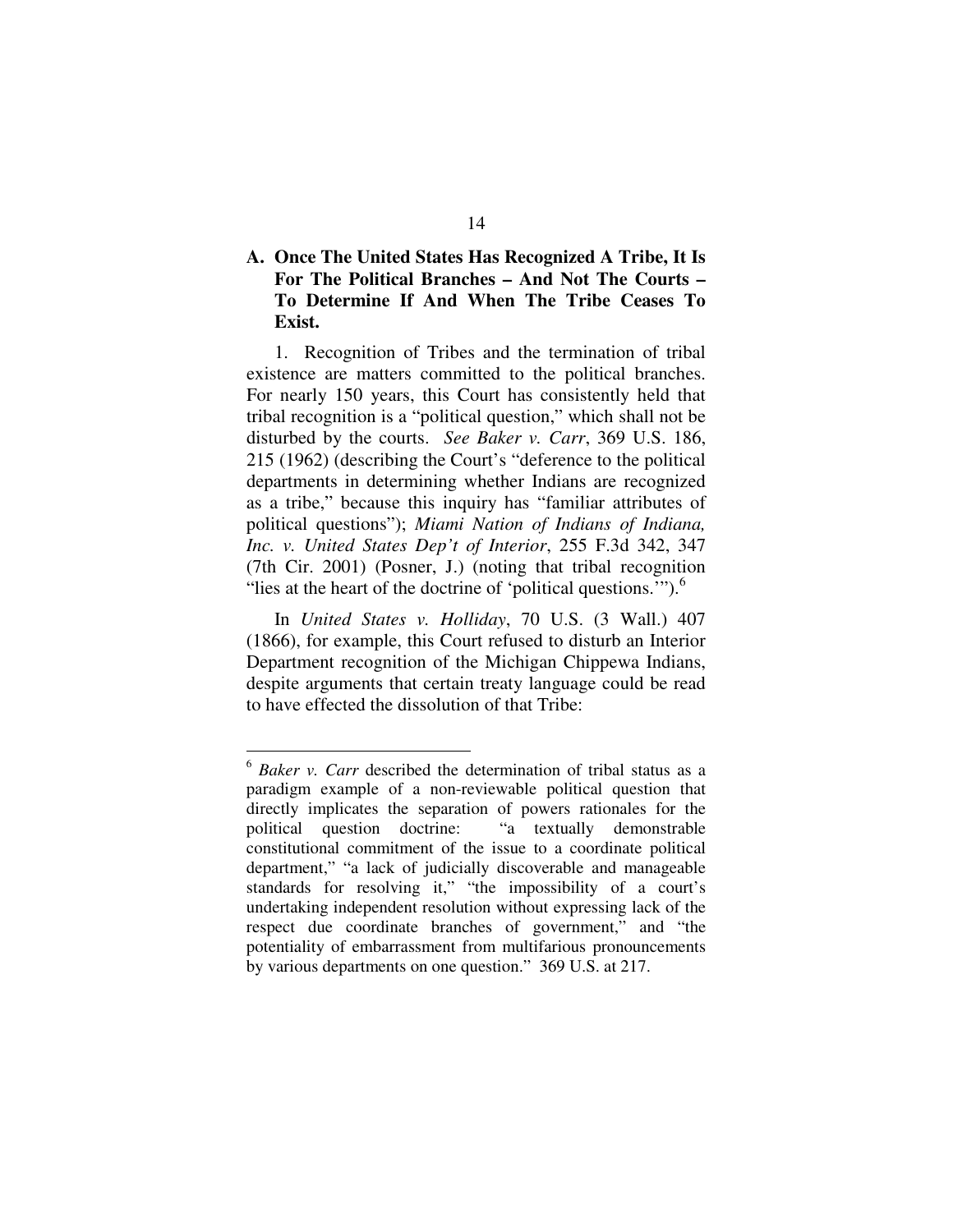### A. Once The United States Has Recognized A Tribe, It Is For The Political Branches – And Not The Courts – To Determine If And When The Tribe Ceases To Exist.

1. Recognition of Tribes and the termination of tribal existence are matters committed to the political branches. For nearly 150 years, this Court has consistently held that tribal recognition is a "political question," which shall not be disturbed by the courts. *See Baker v. Carr*, 369 U.S. 186, 215 (1962) (describing the Court's "deference to the political departments in determining whether Indians are recognized as a tribe," because this inquiry has "familiar attributes of political questions"); *Miami Nation of Indians of Indiana, Inc. v. United States Dep't of Interior*, 255 F.3d 342, 347 (7th Cir. 2001) (Posner, J.) (noting that tribal recognition "lies at the heart of the doctrine of 'political questions.'").[6]

In *United States v. Holliday*, 70 U.S. (3 Wall.) 407 (1866), for example, this Court refused to disturb an Interior Department recognition of the Michigan Chippewa Indians, despite arguments that certain treaty language could be read to have effected the dissolution of that Tribe:

---

[6] *Baker v. Carr* described the determination of tribal status as a paradigm example of a non-reviewable political question that directly implicates the separation of powers rationales for the political question doctrine: "a textually demonstrable constitutional commitment of the issue to a coordinate political department," "a lack of judicially discoverable and manageable standards for resolving it," "the impossibility of a court's undertaking independent resolution without expressing lack of the respect due coordinate branches of government," and "the potentiality of embarrassment from multifarious pronouncements by various departments on one question." 369 U.S. at 217.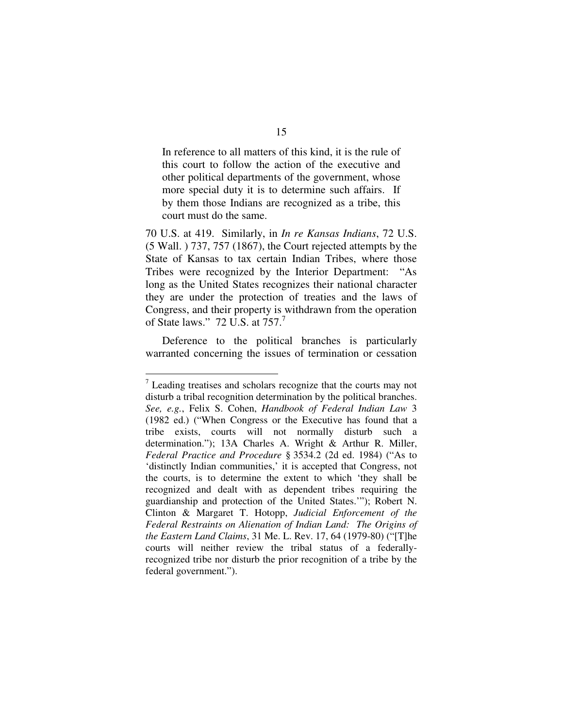> In reference to all matters of this kind, it is the rule of this court to follow the action of the executive and other political departments of the government, whose more special duty it is to determine such affairs. If by them those Indians are recognized as a tribe, this court must do the same.

70 U.S. at 419. Similarly, in *In re Kansas Indians*, 72 U.S. (5 Wall. ) 737, 757 (1867), the Court rejected attempts by the State of Kansas to tax certain Indian Tribes, where those Tribes were recognized by the Interior Department: "As long as the United States recognizes their national character they are under the protection of treaties and the laws of Congress, and their property is withdrawn from the operation of State laws." 72 U.S. at 757.[7]

Deference to the political branches is particularly warranted concerning the issues of termination or cessation

---

[7] Leading treatises and scholars recognize that the courts may not disturb a tribal recognition determination by the political branches. *See, e.g.*, Felix S. Cohen, *Handbook of Federal Indian Law* 3 (1982 ed.) ("When Congress or the Executive has found that a tribe exists, courts will not normally disturb such a determination."); 13A Charles A. Wright & Arthur R. Miller, *Federal Practice and Procedure* § 3534.2 (2d ed. 1984) ("As to 'distinctly Indian communities,' it is accepted that Congress, not the courts, is to determine the extent to which 'they shall be recognized and dealt with as dependent tribes requiring the guardianship and protection of the United States.'"); Robert N. Clinton & Margaret T. Hotopp, *Judicial Enforcement of the Federal Restraints on Alienation of Indian Land: The Origins of the Eastern Land Claims*, 31 Me. L. Rev. 17, 64 (1979-80) ("[T]he courts will neither review the tribal status of a federally-recognized tribe nor disturb the prior recognition of a tribe by the federal government.").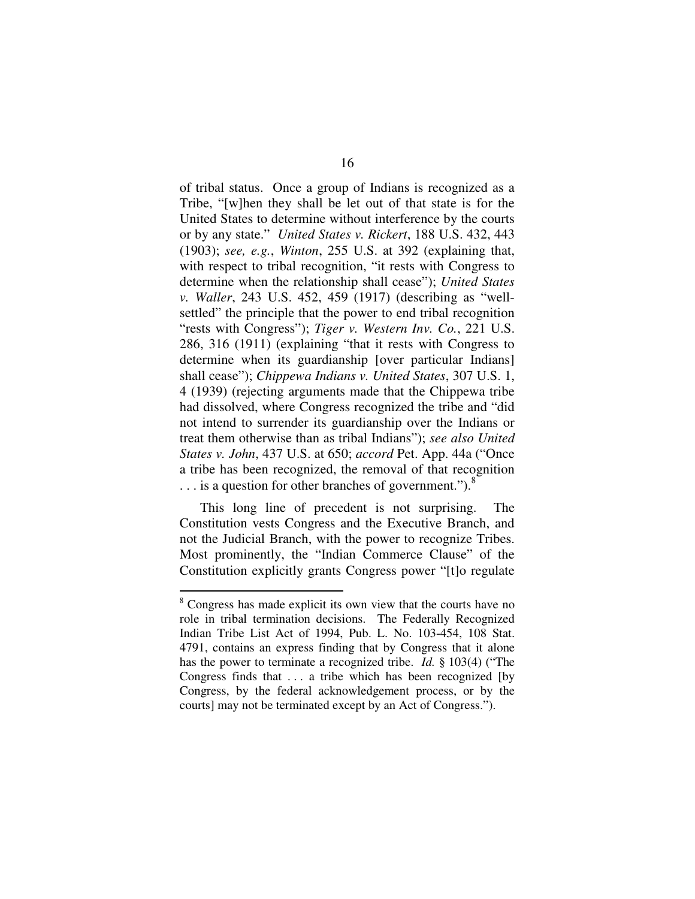of tribal status. Once a group of Indians is recognized as a Tribe, "[w]hen they shall be let out of that state is for the United States to determine without interference by the courts or by any state." *United States v. Rickert*, 188 U.S. 432, 443 (1903); *see, e.g.*, *Winton*, 255 U.S. at 392 (explaining that, with respect to tribal recognition, "it rests with Congress to determine when the relationship shall cease"); *United States v. Waller*, 243 U.S. 452, 459 (1917) (describing as "well-settled" the principle that the power to end tribal recognition "rests with Congress"); *Tiger v. Western Inv. Co.*, 221 U.S. 286, 316 (1911) (explaining "that it rests with Congress to determine when its guardianship [over particular Indians] shall cease"); *Chippewa Indians v. United States*, 307 U.S. 1, 4 (1939) (rejecting arguments made that the Chippewa tribe had dissolved, where Congress recognized the tribe and "did not intend to surrender its guardianship over the Indians or treat them otherwise than as tribal Indians"); *see also United States v. John*, 437 U.S. at 650; *accord* Pet. App. 44a ("Once a tribe has been recognized, the removal of that recognition . . . is a question for other branches of government.").[8]

This long line of precedent is not surprising. The Constitution vests Congress and the Executive Branch, and not the Judicial Branch, with the power to recognize Tribes. Most prominently, the "Indian Commerce Clause" of the Constitution explicitly grants Congress power "[t]o regulate

---

[8] Congress has made explicit its own view that the courts have no role in tribal termination decisions. The Federally Recognized Indian Tribe List Act of 1994, Pub. L. No. 103-454, 108 Stat. 4791, contains an express finding that by Congress that it alone has the power to terminate a recognized tribe. *Id.* § 103(4) ("The Congress finds that . . . a tribe which has been recognized [by Congress, by the federal acknowledgement process, or by the courts] may not be terminated except by an Act of Congress.").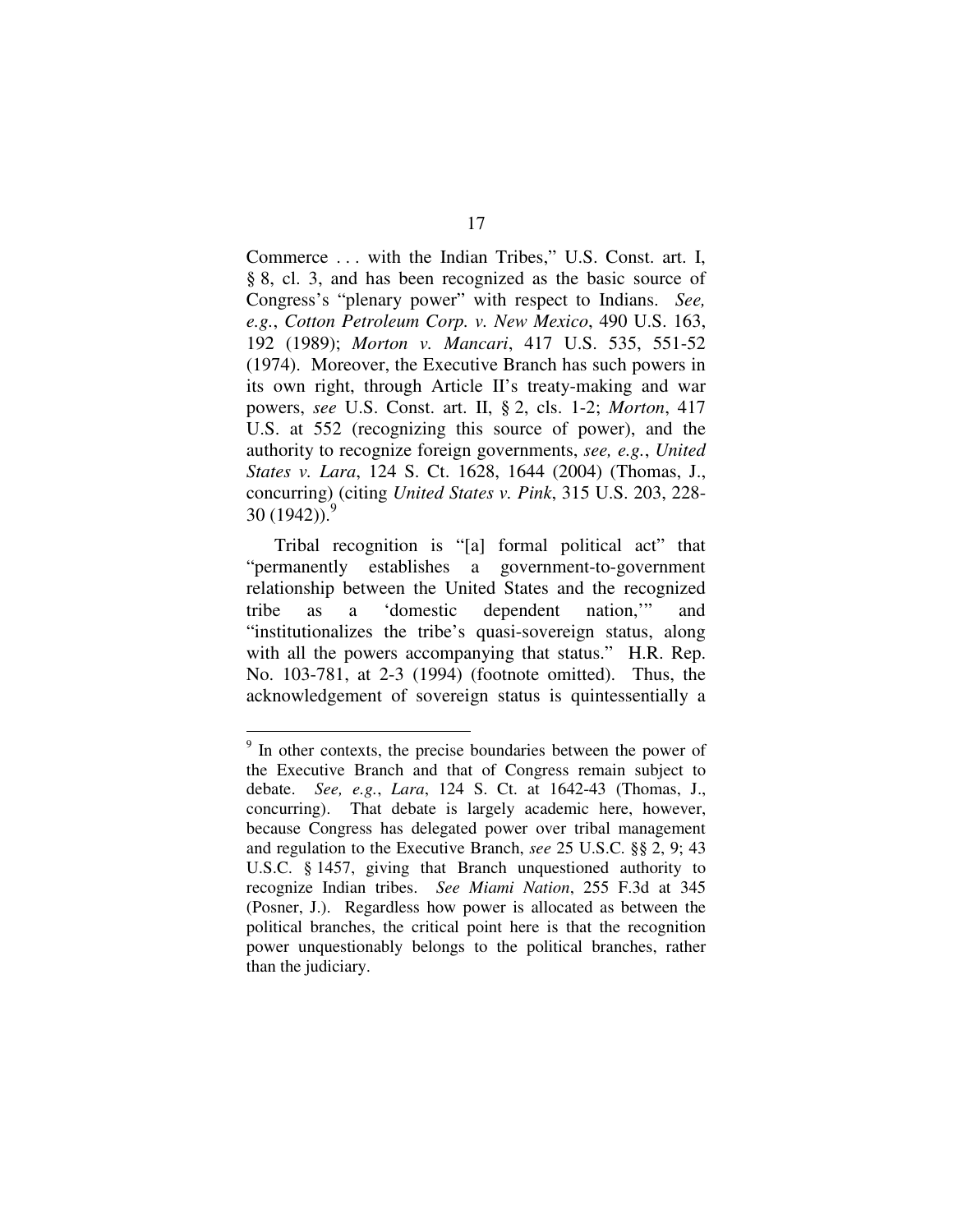Commerce . . . with the Indian Tribes," U.S. Const. art. I, § 8, cl. 3, and has been recognized as the basic source of Congress's "plenary power" with respect to Indians. *See, e.g.*, *Cotton Petroleum Corp. v. New Mexico*, 490 U.S. 163, 192 (1989); *Morton v. Mancari*, 417 U.S. 535, 551-52 (1974). Moreover, the Executive Branch has such powers in its own right, through Article II's treaty-making and war powers, *see* U.S. Const. art. II, § 2, cls. 1-2; *Morton*, 417 U.S. at 552 (recognizing this source of power), and the authority to recognize foreign governments, *see, e.g.*, *United States v. Lara*, 124 S. Ct. 1628, 1644 (2004) (Thomas, J., concurring) (citing *United States v. Pink*, 315 U.S. 203, 228-30 (1942)).[9]

Tribal recognition is "[a] formal political act" that "permanently establishes a government-to-government relationship between the United States and the recognized tribe as a 'domestic dependent nation,'" and "institutionalizes the tribe's quasi-sovereign status, along with all the powers accompanying that status." H.R. Rep. No. 103-781, at 2-3 (1994) (footnote omitted). Thus, the acknowledgement of sovereign status is quintessentially a

---

[9] In other contexts, the precise boundaries between the power of the Executive Branch and that of Congress remain subject to debate. *See, e.g.*, *Lara*, 124 S. Ct. at 1642-43 (Thomas, J., concurring). That debate is largely academic here, however, because Congress has delegated power over tribal management and regulation to the Executive Branch, *see* 25 U.S.C. §§ 2, 9; 43 U.S.C. § 1457, giving that Branch unquestioned authority to recognize Indian tribes. *See Miami Nation*, 255 F.3d at 345 (Posner, J.). Regardless how power is allocated as between the political branches, the critical point here is that the recognition power unquestionably belongs to the political branches, rather than the judiciary.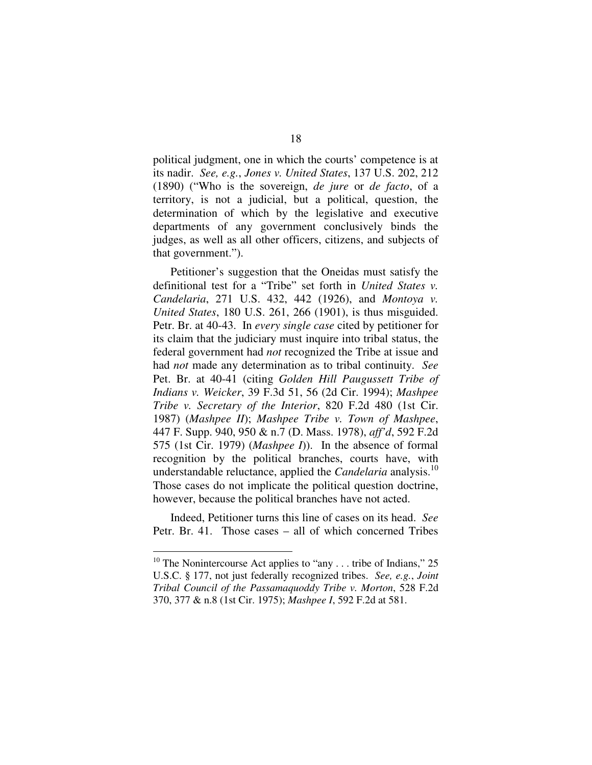political judgment, one in which the courts' competence is at its nadir. *See, e.g.*, *Jones v. United States*, 137 U.S. 202, 212 (1890) ("Who is the sovereign, *de jure* or *de facto*, of a territory, is not a judicial, but a political, question, the determination of which by the legislative and executive departments of any government conclusively binds the judges, as well as all other officers, citizens, and subjects of that government.").

Petitioner's suggestion that the Oneidas must satisfy the definitional test for a "Tribe" set forth in *United States v. Candelaria*, 271 U.S. 432, 442 (1926), and *Montoya v. United States*, 180 U.S. 261, 266 (1901), is thus misguided. Petr. Br. at 40-43. In *every single case* cited by petitioner for its claim that the judiciary must inquire into tribal status, the federal government had *not* recognized the Tribe at issue and had *not* made any determination as to tribal continuity. *See* Pet. Br. at 40-41 (citing *Golden Hill Paugussett Tribe of Indians v. Weicker*, 39 F.3d 51, 56 (2d Cir. 1994); *Mashpee Tribe v. Secretary of the Interior*, 820 F.2d 480 (1st Cir. 1987) (*Mashpee II*); *Mashpee Tribe v. Town of Mashpee*, 447 F. Supp. 940, 950 & n.7 (D. Mass. 1978), *aff'd*, 592 F.2d 575 (1st Cir. 1979) (*Mashpee I*)). In the absence of formal recognition by the political branches, courts have, with understandable reluctance, applied the *Candelaria* analysis.[10] Those cases do not implicate the political question doctrine, however, because the political branches have not acted.

Indeed, Petitioner turns this line of cases on its head. *See* Petr. Br. 41. Those cases – all of which concerned Tribes

---

[10] The Nonintercourse Act applies to "any . . . tribe of Indians," 25 U.S.C. § 177, not just federally recognized tribes. *See, e.g.*, *Joint Tribal Council of the Passamaquoddy Tribe v. Morton*, 528 F.2d 370, 377 & n.8 (1st Cir. 1975); *Mashpee I*, 592 F.2d at 581.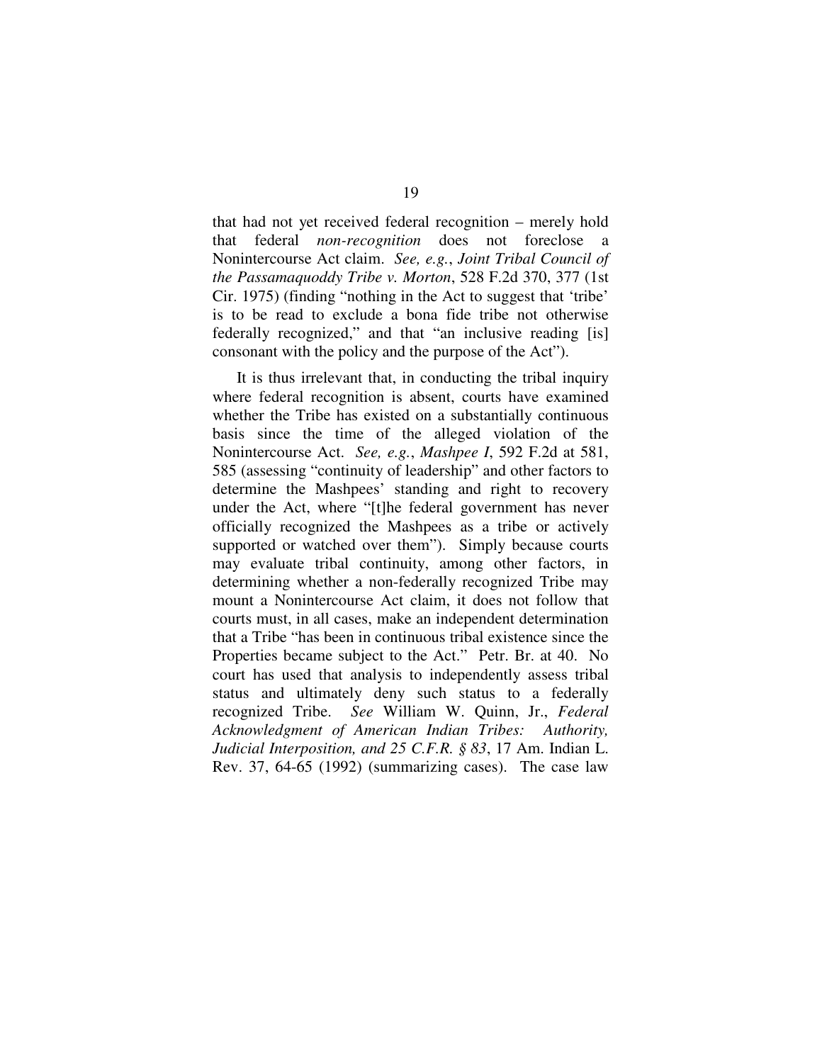that had not yet received federal recognition – merely hold that federal *non-recognition* does not foreclose a Nonintercourse Act claim. *See, e.g.*, *Joint Tribal Council of the Passamaquoddy Tribe v. Morton*, 528 F.2d 370, 377 (1st Cir. 1975) (finding "nothing in the Act to suggest that 'tribe' is to be read to exclude a bona fide tribe not otherwise federally recognized," and that "an inclusive reading [is] consonant with the policy and the purpose of the Act").

It is thus irrelevant that, in conducting the tribal inquiry where federal recognition is absent, courts have examined whether the Tribe has existed on a substantially continuous basis since the time of the alleged violation of the Nonintercourse Act. *See, e.g.*, *Mashpee I*, 592 F.2d at 581, 585 (assessing "continuity of leadership" and other factors to determine the Mashpees' standing and right to recovery under the Act, where "[t]he federal government has never officially recognized the Mashpees as a tribe or actively supported or watched over them"). Simply because courts may evaluate tribal continuity, among other factors, in determining whether a non-federally recognized Tribe may mount a Nonintercourse Act claim, it does not follow that courts must, in all cases, make an independent determination that a Tribe "has been in continuous tribal existence since the Properties became subject to the Act." Petr. Br. at 40. No court has used that analysis to independently assess tribal status and ultimately deny such status to a federally recognized Tribe. *See* William W. Quinn, Jr., *Federal Acknowledgment of American Indian Tribes: Authority, Judicial Interposition, and 25 C.F.R. § 83*, 17 Am. Indian L. Rev. 37, 64-65 (1992) (summarizing cases). The case law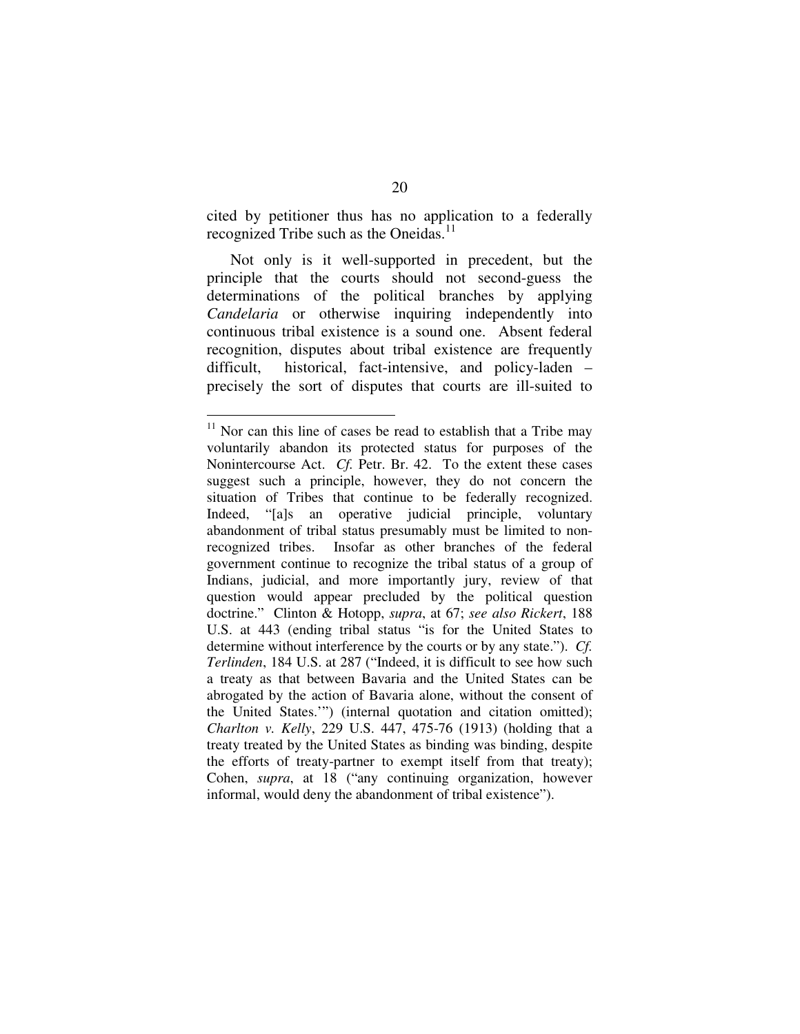cited by petitioner thus has no application to a federally recognized Tribe such as the Oneidas.[11]

Not only is it well-supported in precedent, but the principle that the courts should not second-guess the determinations of the political branches by applying *Candelaria* or otherwise inquiring independently into continuous tribal existence is a sound one. Absent federal recognition, disputes about tribal existence are frequently difficult, historical, fact-intensive, and policy-laden – precisely the sort of disputes that courts are ill-suited to

---

[11] Nor can this line of cases be read to establish that a Tribe may voluntarily abandon its protected status for purposes of the Nonintercourse Act. *Cf.* Petr. Br. 42. To the extent these cases suggest such a principle, however, they do not concern the situation of Tribes that continue to be federally recognized. Indeed, "[a]s an operative judicial principle, voluntary abandonment of tribal status presumably must be limited to non-recognized tribes. Insofar as other branches of the federal government continue to recognize the tribal status of a group of Indians, judicial, and more importantly jury, review of that question would appear precluded by the political question doctrine." Clinton & Hotopp, *supra*, at 67; *see also Rickert*, 188 U.S. at 443 (ending tribal status "is for the United States to determine without interference by the courts or by any state."). *Cf. Terlinden*, 184 U.S. at 287 ("Indeed, it is difficult to see how such a treaty as that between Bavaria and the United States can be abrogated by the action of Bavaria alone, without the consent of the United States.'") (internal quotation and citation omitted); *Charlton v. Kelly*, 229 U.S. 447, 475-76 (1913) (holding that a treaty treated by the United States as binding was binding, despite the efforts of treaty-partner to exempt itself from that treaty); Cohen, *supra*, at 18 ("any continuing organization, however informal, would deny the abandonment of tribal existence").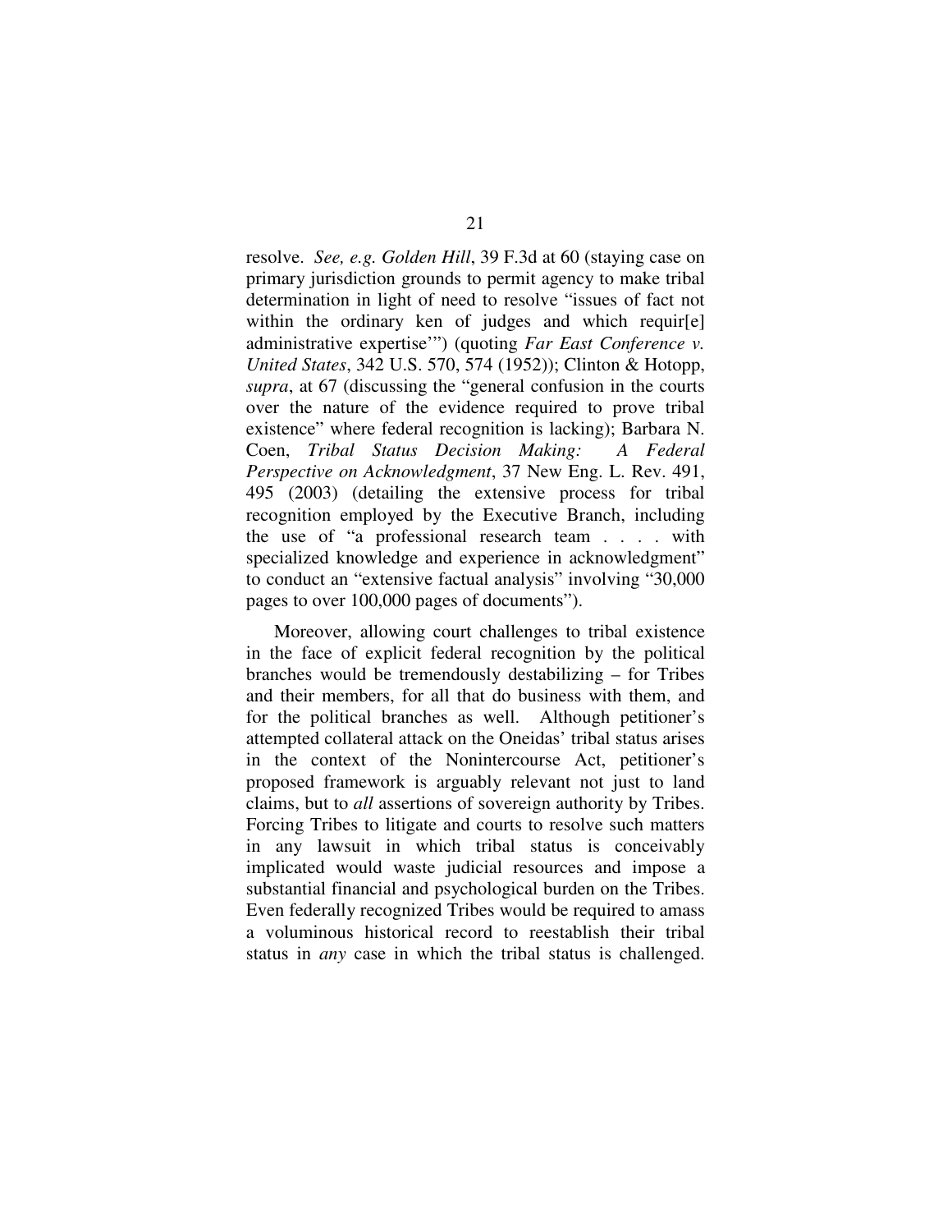resolve. *See, e.g. Golden Hill*, 39 F.3d at 60 (staying case on primary jurisdiction grounds to permit agency to make tribal determination in light of need to resolve "issues of fact not within the ordinary ken of judges and which requir[e] administrative expertise'") (quoting *Far East Conference v. United States*, 342 U.S. 570, 574 (1952)); Clinton & Hotopp, *supra*, at 67 (discussing the "general confusion in the courts over the nature of the evidence required to prove tribal existence" where federal recognition is lacking); Barbara N. Coen, *Tribal Status Decision Making: A Federal Perspective on Acknowledgment*, 37 New Eng. L. Rev. 491, 495 (2003) (detailing the extensive process for tribal recognition employed by the Executive Branch, including the use of "a professional research team . . . . with specialized knowledge and experience in acknowledgment" to conduct an "extensive factual analysis" involving "30,000 pages to over 100,000 pages of documents").

Moreover, allowing court challenges to tribal existence in the face of explicit federal recognition by the political branches would be tremendously destabilizing – for Tribes and their members, for all that do business with them, and for the political branches as well. Although petitioner's attempted collateral attack on the Oneidas' tribal status arises in the context of the Nonintercourse Act, petitioner's proposed framework is arguably relevant not just to land claims, but to *all* assertions of sovereign authority by Tribes. Forcing Tribes to litigate and courts to resolve such matters in any lawsuit in which tribal status is conceivably implicated would waste judicial resources and impose a substantial financial and psychological burden on the Tribes. Even federally recognized Tribes would be required to amass a voluminous historical record to reestablish their tribal status in *any* case in which the tribal status is challenged.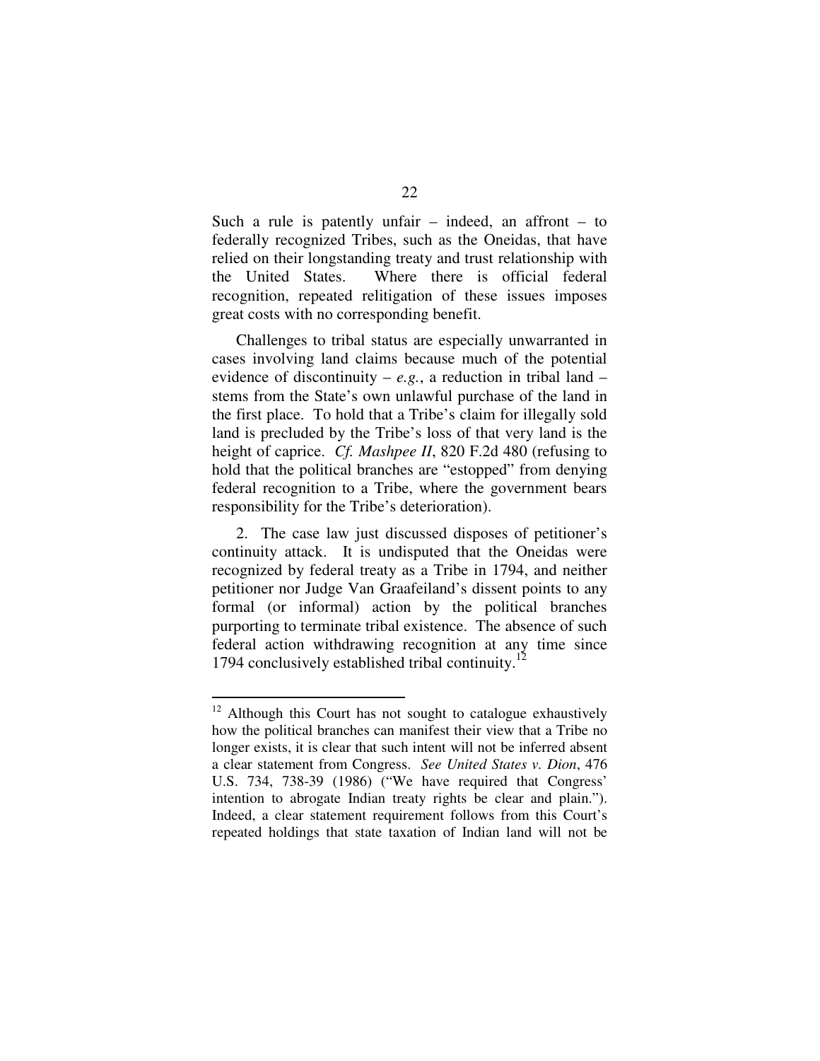Such a rule is patently unfair – indeed, an affront – to federally recognized Tribes, such as the Oneidas, that have relied on their longstanding treaty and trust relationship with the United States. Where there is official federal recognition, repeated relitigation of these issues imposes great costs with no corresponding benefit.

Challenges to tribal status are especially unwarranted in cases involving land claims because much of the potential evidence of discontinuity – *e.g.*, a reduction in tribal land – stems from the State's own unlawful purchase of the land in the first place. To hold that a Tribe's claim for illegally sold land is precluded by the Tribe's loss of that very land is the height of caprice. *Cf. Mashpee II*, 820 F.2d 480 (refusing to hold that the political branches are "estopped" from denying federal recognition to a Tribe, where the government bears responsibility for the Tribe's deterioration).

2. The case law just discussed disposes of petitioner's continuity attack. It is undisputed that the Oneidas were recognized by federal treaty as a Tribe in 1794, and neither petitioner nor Judge Van Graafeiland's dissent points to any formal (or informal) action by the political branches purporting to terminate tribal existence. The absence of such federal action withdrawing recognition at any time since 1794 conclusively established tribal continuity.[12]

---

[12] Although this Court has not sought to catalogue exhaustively how the political branches can manifest their view that a Tribe no longer exists, it is clear that such intent will not be inferred absent a clear statement from Congress. *See United States v. Dion*, 476 U.S. 734, 738-39 (1986) ("We have required that Congress' intention to abrogate Indian treaty rights be clear and plain."). Indeed, a clear statement requirement follows from this Court's repeated holdings that state taxation of Indian land will not be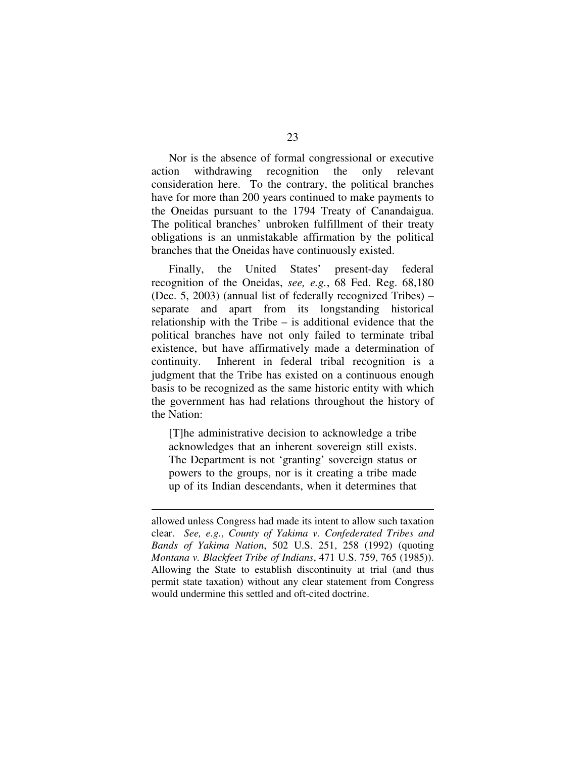Nor is the absence of formal congressional or executive action withdrawing recognition the only relevant consideration here. To the contrary, the political branches have for more than 200 years continued to make payments to the Oneidas pursuant to the 1794 Treaty of Canandaigua. The political branches' unbroken fulfillment of their treaty obligations is an unmistakable affirmation by the political branches that the Oneidas have continuously existed.

Finally, the United States' present-day federal recognition of the Oneidas, *see, e.g.*, 68 Fed. Reg. 68,180 (Dec. 5, 2003) (annual list of federally recognized Tribes) – separate and apart from its longstanding historical relationship with the Tribe – is additional evidence that the political branches have not only failed to terminate tribal existence, but have affirmatively made a determination of continuity. Inherent in federal tribal recognition is a judgment that the Tribe has existed on a continuous enough basis to be recognized as the same historic entity with which the government has had relations throughout the history of the Nation:

> [T]he administrative decision to acknowledge a tribe acknowledges that an inherent sovereign still exists. The Department is not 'granting' sovereign status or powers to the groups, nor is it creating a tribe made up of its Indian descendants, when it determines that

---

allowed unless Congress had made its intent to allow such taxation clear. *See, e.g.*, *County of Yakima v. Confederated Tribes and Bands of Yakima Nation*, 502 U.S. 251, 258 (1992) (quoting *Montana v. Blackfeet Tribe of Indians*, 471 U.S. 759, 765 (1985)). Allowing the State to establish discontinuity at trial (and thus permit state taxation) without any clear statement from Congress would undermine this settled and oft-cited doctrine.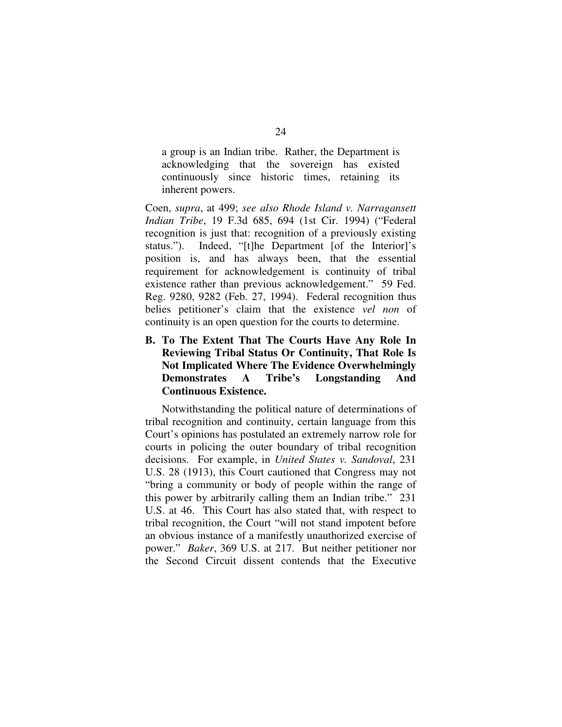> a group is an Indian tribe. Rather, the Department is acknowledging that the sovereign has existed continuously since historic times, retaining its inherent powers.

Coen, *supra*, at 499; *see also Rhode Island v. Narragansett Indian Tribe*, 19 F.3d 685, 694 (1st Cir. 1994) ("Federal recognition is just that: recognition of a previously existing status."). Indeed, "[t]he Department [of the Interior]'s position is, and has always been, that the essential requirement for acknowledgement is continuity of tribal existence rather than previous acknowledgement." 59 Fed. Reg. 9280, 9282 (Feb. 27, 1994). Federal recognition thus belies petitioner's claim that the existence *vel non* of continuity is an open question for the courts to determine.

### B. To The Extent That The Courts Have Any Role In Reviewing Tribal Status Or Continuity, That Role Is Not Implicated Where The Evidence Overwhelmingly Demonstrates A Tribe's Longstanding And Continuous Existence.

Notwithstanding the political nature of determinations of tribal recognition and continuity, certain language from this Court's opinions has postulated an extremely narrow role for courts in policing the outer boundary of tribal recognition decisions. For example, in *United States v. Sandoval*, 231 U.S. 28 (1913), this Court cautioned that Congress may not "bring a community or body of people within the range of this power by arbitrarily calling them an Indian tribe." 231 U.S. at 46. This Court has also stated that, with respect to tribal recognition, the Court "will not stand impotent before an obvious instance of a manifestly unauthorized exercise of power." *Baker*, 369 U.S. at 217. But neither petitioner nor the Second Circuit dissent contends that the Executive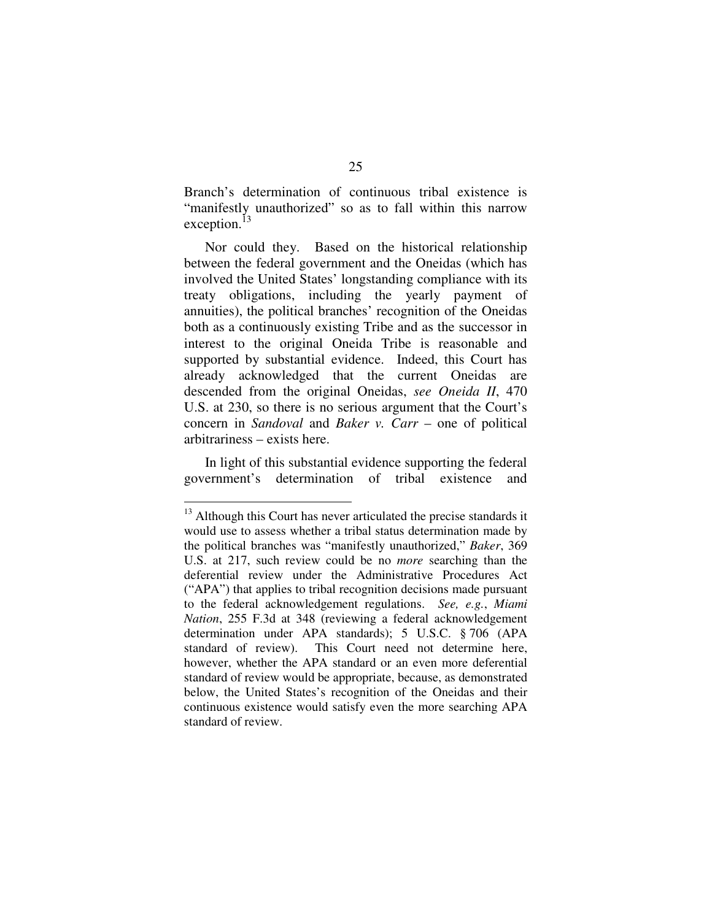Branch's determination of continuous tribal existence is "manifestly unauthorized" so as to fall within this narrow exception.[13]

Nor could they. Based on the historical relationship between the federal government and the Oneidas (which has involved the United States' longstanding compliance with its treaty obligations, including the yearly payment of annuities), the political branches' recognition of the Oneidas both as a continuously existing Tribe and as the successor in interest to the original Oneida Tribe is reasonable and supported by substantial evidence. Indeed, this Court has already acknowledged that the current Oneidas are descended from the original Oneidas, *see Oneida II*, 470 U.S. at 230, so there is no serious argument that the Court's concern in *Sandoval* and *Baker v. Carr* – one of political arbitrariness – exists here.

In light of this substantial evidence supporting the federal government's determination of tribal existence and

---

[13] Although this Court has never articulated the precise standards it would use to assess whether a tribal status determination made by the political branches was "manifestly unauthorized," *Baker*, 369 U.S. at 217, such review could be no *more* searching than the deferential review under the Administrative Procedures Act ("APA") that applies to tribal recognition decisions made pursuant to the federal acknowledgement regulations. *See, e.g.*, *Miami Nation*, 255 F.3d at 348 (reviewing a federal acknowledgement determination under APA standards); 5 U.S.C. § 706 (APA standard of review). This Court need not determine here, however, whether the APA standard or an even more deferential standard of review would be appropriate, because, as demonstrated below, the United States's recognition of the Oneidas and their continuous existence would satisfy even the more searching APA standard of review.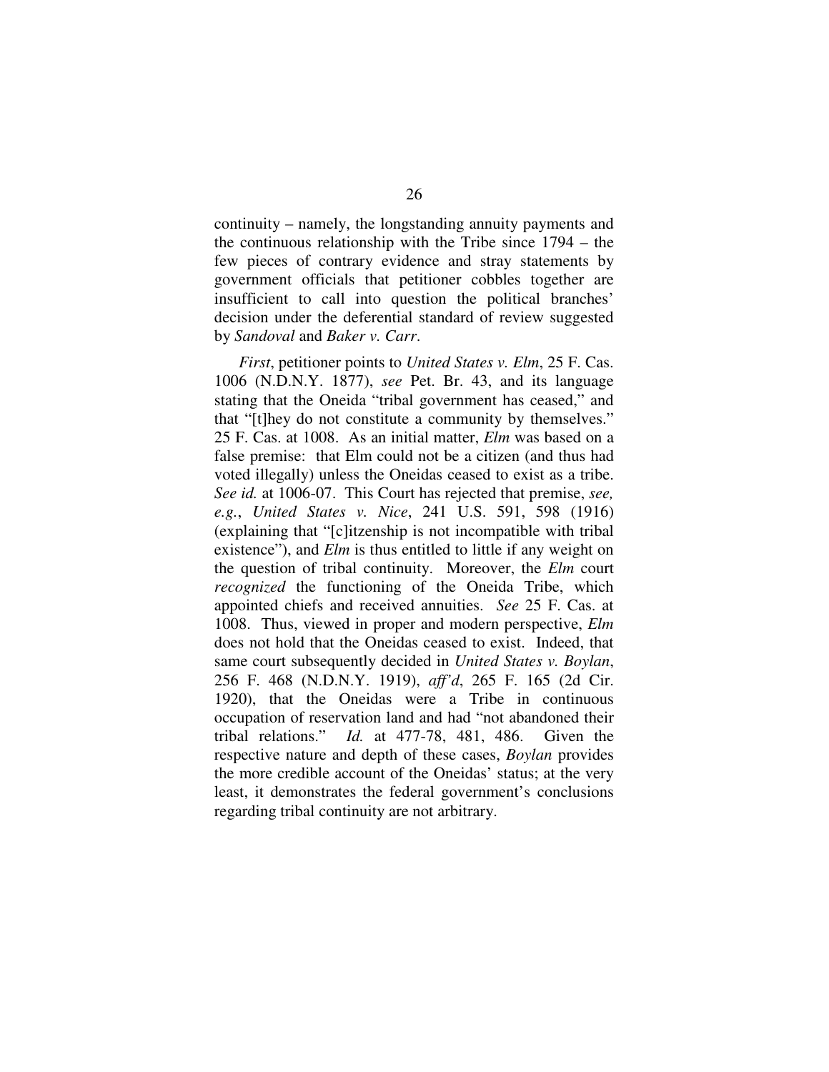continuity – namely, the longstanding annuity payments and the continuous relationship with the Tribe since 1794 – the few pieces of contrary evidence and stray statements by government officials that petitioner cobbles together are insufficient to call into question the political branches' decision under the deferential standard of review suggested by *Sandoval* and *Baker v. Carr*.

*First*, petitioner points to *United States v. Elm*, 25 F. Cas. 1006 (N.D.N.Y. 1877), *see* Pet. Br. 43, and its language stating that the Oneida "tribal government has ceased," and that "[t]hey do not constitute a community by themselves." 25 F. Cas. at 1008. As an initial matter, *Elm* was based on a false premise: that Elm could not be a citizen (and thus had voted illegally) unless the Oneidas ceased to exist as a tribe. *See id.* at 1006-07. This Court has rejected that premise, *see, e.g.*, *United States v. Nice*, 241 U.S. 591, 598 (1916) (explaining that "[c]itizenship is not incompatible with tribal existence"), and *Elm* is thus entitled to little if any weight on the question of tribal continuity. Moreover, the *Elm* court *recognized* the functioning of the Oneida Tribe, which appointed chiefs and received annuities. *See* 25 F. Cas. at 1008. Thus, viewed in proper and modern perspective, *Elm* does not hold that the Oneidas ceased to exist. Indeed, that same court subsequently decided in *United States v. Boylan*, 256 F. 468 (N.D.N.Y. 1919), *aff'd*, 265 F. 165 (2d Cir. 1920), that the Oneidas were a Tribe in continuous occupation of reservation land and had "not abandoned their tribal relations." *Id.* at 477-78, 481, 486. Given the respective nature and depth of these cases, *Boylan* provides the more credible account of the Oneidas' status; at the very least, it demonstrates the federal government's conclusions regarding tribal continuity are not arbitrary.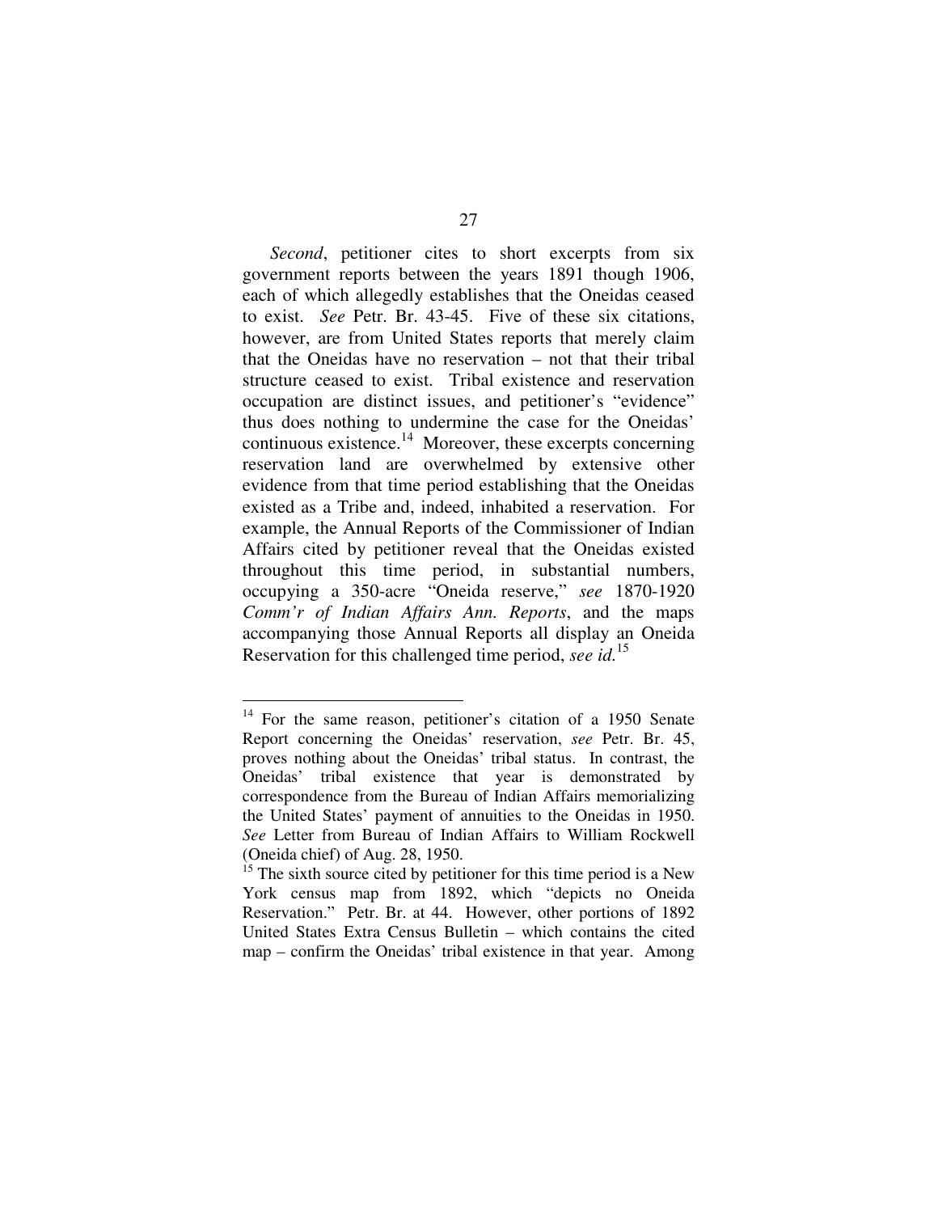*Second*, petitioner cites to short excerpts from six government reports between the years 1891 though 1906, each of which allegedly establishes that the Oneidas ceased to exist. *See* Petr. Br. 43-45. Five of these six citations, however, are from United States reports that merely claim that the Oneidas have no reservation – not that their tribal structure ceased to exist. Tribal existence and reservation occupation are distinct issues, and petitioner's "evidence" thus does nothing to undermine the case for the Oneidas' continuous existence.[14] Moreover, these excerpts concerning reservation land are overwhelmed by extensive other evidence from that time period establishing that the Oneidas existed as a Tribe and, indeed, inhabited a reservation. For example, the Annual Reports of the Commissioner of Indian Affairs cited by petitioner reveal that the Oneidas existed throughout this time period, in substantial numbers, occupying a 350-acre "Oneida reserve," *see* 1870-1920 *Comm'r of Indian Affairs Ann. Reports*, and the maps accompanying those Annual Reports all display an Oneida Reservation for this challenged time period, *see id.*[15]

---

[14] For the same reason, petitioner's citation of a 1950 Senate Report concerning the Oneidas' reservation, *see* Petr. Br. 45, proves nothing about the Oneidas' tribal status. In contrast, the Oneidas' tribal existence that year is demonstrated by correspondence from the Bureau of Indian Affairs memorializing the United States' payment of annuities to the Oneidas in 1950. *See* Letter from Bureau of Indian Affairs to William Rockwell (Oneida chief) of Aug. 28, 1950.

[15] The sixth source cited by petitioner for this time period is a New York census map from 1892, which "depicts no Oneida Reservation." Petr. Br. at 44. However, other portions of 1892 United States Extra Census Bulletin – which contains the cited map – confirm the Oneidas' tribal existence in that year. Among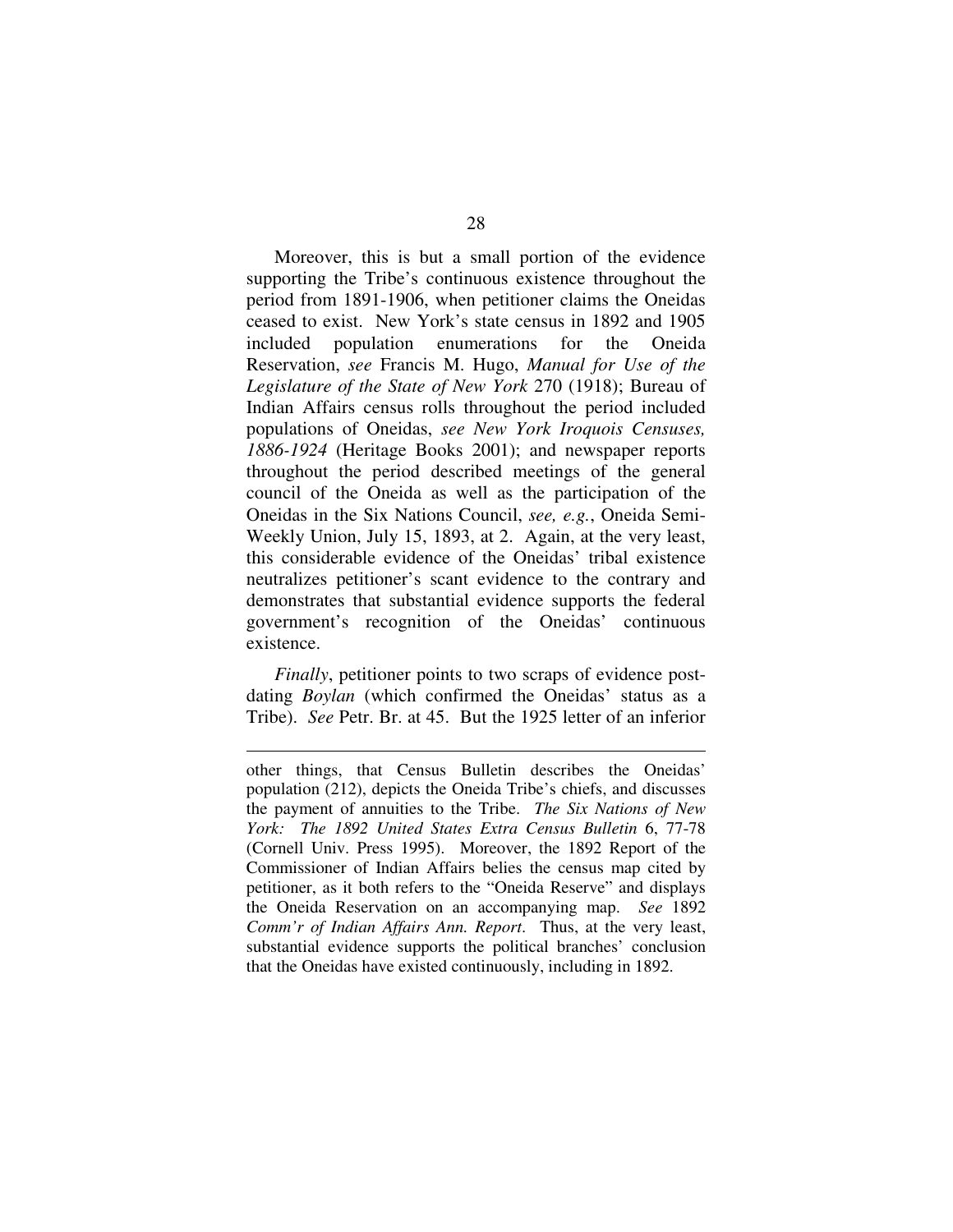Moreover, this is but a small portion of the evidence supporting the Tribe's continuous existence throughout the period from 1891-1906, when petitioner claims the Oneidas ceased to exist. New York's state census in 1892 and 1905 included population enumerations for the Oneida Reservation, *see* Francis M. Hugo, *Manual for Use of the Legislature of the State of New York* 270 (1918); Bureau of Indian Affairs census rolls throughout the period included populations of Oneidas, *see New York Iroquois Censuses, 1886-1924* (Heritage Books 2001); and newspaper reports throughout the period described meetings of the general council of the Oneida as well as the participation of the Oneidas in the Six Nations Council, *see, e.g.*, Oneida Semi-Weekly Union, July 15, 1893, at 2. Again, at the very least, this considerable evidence of the Oneidas' tribal existence neutralizes petitioner's scant evidence to the contrary and demonstrates that substantial evidence supports the federal government's recognition of the Oneidas' continuous existence.

*Finally*, petitioner points to two scraps of evidence post-dating *Boylan* (which confirmed the Oneidas' status as a Tribe). *See* Petr. Br. at 45. But the 1925 letter of an inferior

---

other things, that Census Bulletin describes the Oneidas' population (212), depicts the Oneida Tribe's chiefs, and discusses the payment of annuities to the Tribe. *The Six Nations of New York: The 1892 United States Extra Census Bulletin* 6, 77-78 (Cornell Univ. Press 1995). Moreover, the 1892 Report of the Commissioner of Indian Affairs belies the census map cited by petitioner, as it both refers to the "Oneida Reserve" and displays the Oneida Reservation on an accompanying map. *See* 1892 *Comm'r of Indian Affairs Ann. Report*. Thus, at the very least, substantial evidence supports the political branches' conclusion that the Oneidas have existed continuously, including in 1892.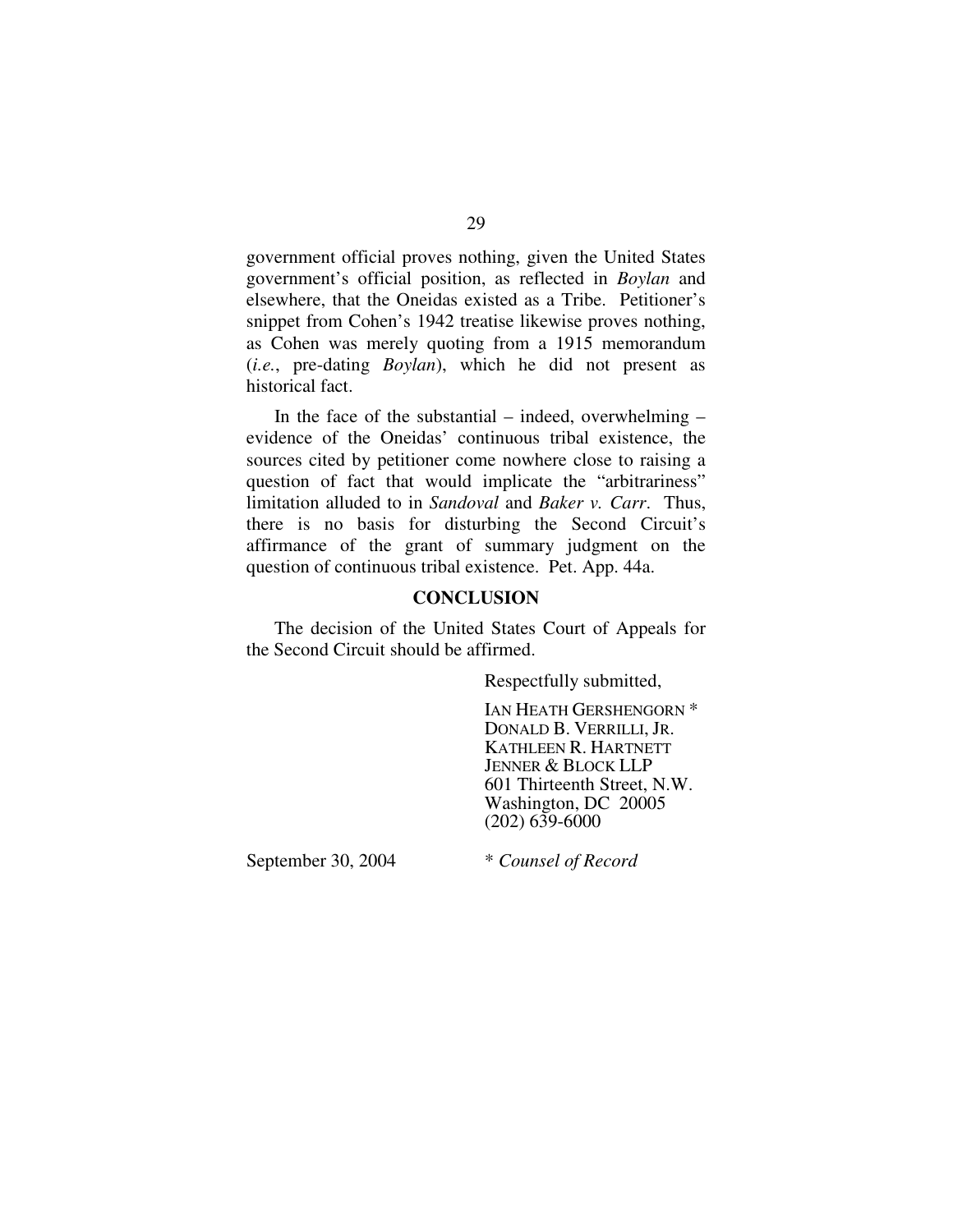government official proves nothing, given the United States government's official position, as reflected in *Boylan* and elsewhere, that the Oneidas existed as a Tribe. Petitioner's snippet from Cohen's 1942 treatise likewise proves nothing, as Cohen was merely quoting from a 1915 memorandum (*i.e.*, pre-dating *Boylan*), which he did not present as historical fact.

In the face of the substantial – indeed, overwhelming – evidence of the Oneidas' continuous tribal existence, the sources cited by petitioner come nowhere close to raising a question of fact that would implicate the "arbitrariness" limitation alluded to in *Sandoval* and *Baker v. Carr*. Thus, there is no basis for disturbing the Second Circuit's affirmance of the grant of summary judgment on the question of continuous tribal existence. Pet. App. 44a.

## CONCLUSION

The decision of the United States Court of Appeals for the Second Circuit should be affirmed.

Respectfully submitted,

IAN HEATH GERSHENGORN *
DONALD B. VERRILLI, JR.
KATHLEEN R. HARTNETT
JENNER & BLOCK LLP
601 Thirteenth Street, N.W.
Washington, DC 20005
(202) 639-6000

September 30, 2004

\* *Counsel of Record*